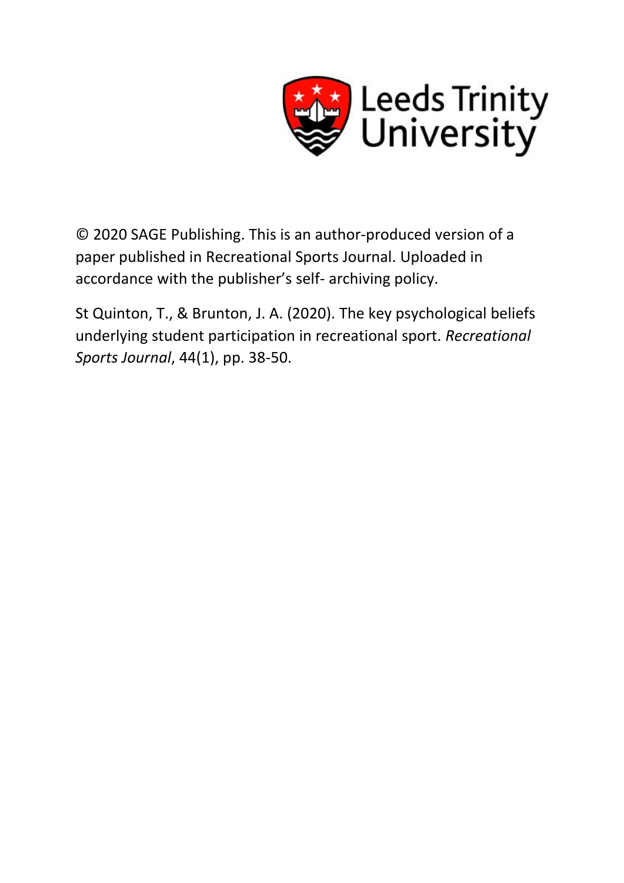Leeds Trinity University

© 2020 SAGE Publishing. This is an author-produced version of a paper published in Recreational Sports Journal. Uploaded in accordance with the publisher's self- archiving policy.

St Quinton, T., & Brunton, J. A. (2020). The key psychological beliefs underlying student participation in recreational sport. *Recreational Sports Journal*, 44(1), pp. 38-50.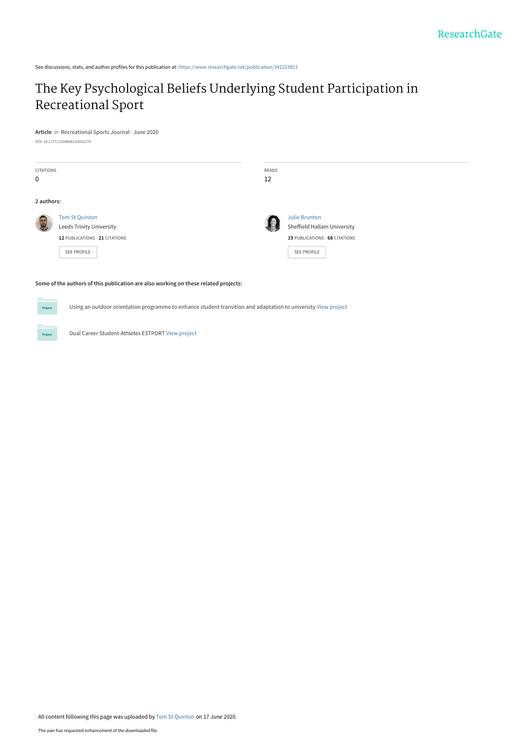See discussions, stats, and author profiles for this publication at: https://www.researchgate.net/publication/342233853

# The Key Psychological Beliefs Underlying Student Participation in Recreational Sport

**Article** *in* Recreational Sports Journal · June 2020

DOI: 10.1177/1558866120932179

| CITATIONS | READS |
| --- | --- |
| 0 | 12 |

**2 authors:**

**Tom St Quinton**
Leeds Trinity University
12 PUBLICATIONS 21 CITATIONS
SEE PROFILE

**Julie Brunton**
Sheffield Hallam University
19 PUBLICATIONS 68 CITATIONS
SEE PROFILE

**Some of the authors of this publication are also working on these related projects:**

Using an outdoor orientation programme to enhance student transition and adaptation to university View project

Dual Career Student-Athletes ESTPORT View project

All content following this page was uploaded by Tom St Quinton on 17 June 2020.

The user has requested enhancement of the downloaded file.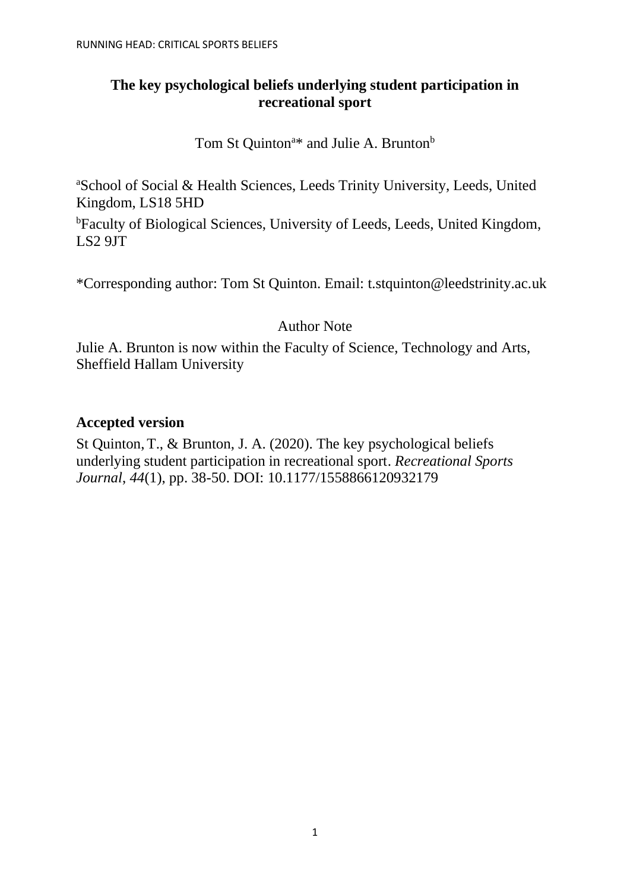# The key psychological beliefs underlying student participation in recreational sport

Tom St Quinton[a]* and Julie A. Brunton[b]

[a]School of Social & Health Sciences, Leeds Trinity University, Leeds, United Kingdom, LS18 5HD

[b]Faculty of Biological Sciences, University of Leeds, Leeds, United Kingdom, LS2 9JT

*Corresponding author: Tom St Quinton. Email: t.stquinton@leedstrinity.ac.uk

## Author Note

Julie A. Brunton is now within the Faculty of Science, Technology and Arts, Sheffield Hallam University

## Accepted version

St Quinton, T., & Brunton, J. A. (2020). The key psychological beliefs underlying student participation in recreational sport. *Recreational Sports Journal*, *44*(1), pp. 38-50. DOI: 10.1177/1558866120932179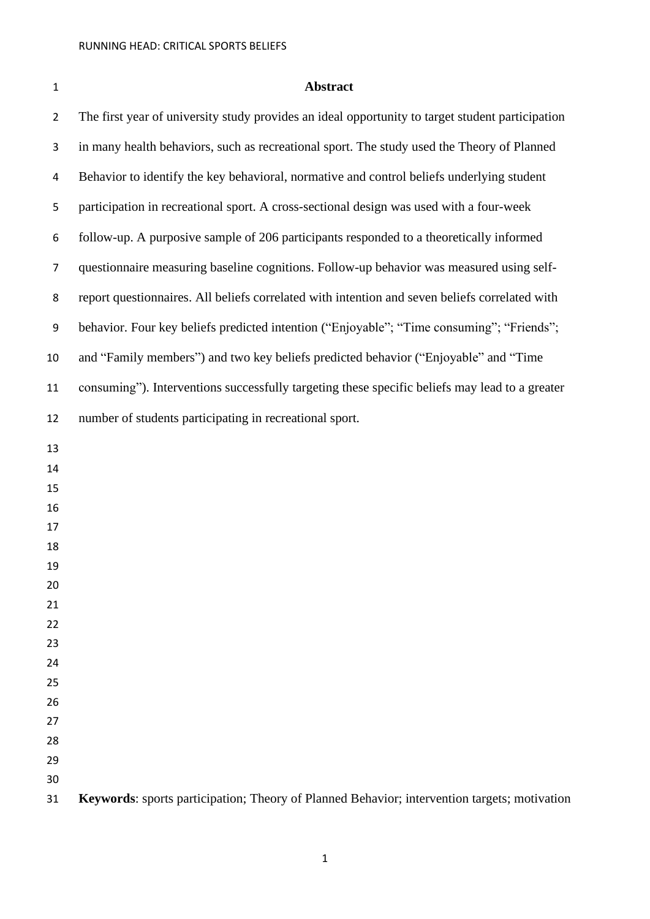## Abstract

The first year of university study provides an ideal opportunity to target student participation in many health behaviors, such as recreational sport. The study used the Theory of Planned Behavior to identify the key behavioral, normative and control beliefs underlying student participation in recreational sport. A cross-sectional design was used with a four-week follow-up. A purposive sample of 206 participants responded to a theoretically informed questionnaire measuring baseline cognitions. Follow-up behavior was measured using self-report questionnaires. All beliefs correlated with intention and seven beliefs correlated with behavior. Four key beliefs predicted intention ("Enjoyable"; "Time consuming"; "Friends"; and "Family members") and two key beliefs predicted behavior ("Enjoyable" and "Time consuming"). Interventions successfully targeting these specific beliefs may lead to a greater number of students participating in recreational sport.

**Keywords**: sports participation; Theory of Planned Behavior; intervention targets; motivation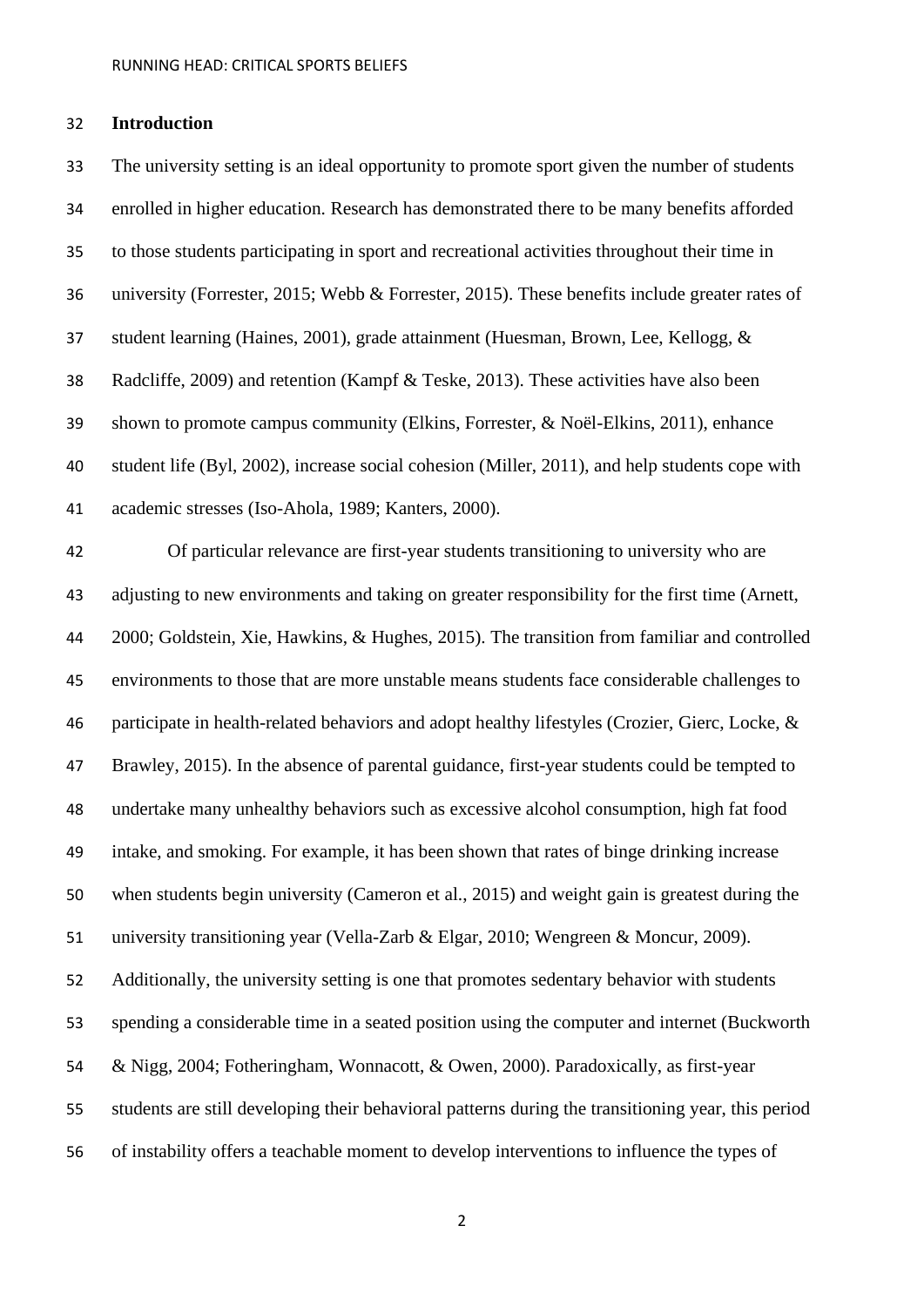## Introduction

The university setting is an ideal opportunity to promote sport given the number of students enrolled in higher education. Research has demonstrated there to be many benefits afforded to those students participating in sport and recreational activities throughout their time in university (Forrester, 2015; Webb & Forrester, 2015). These benefits include greater rates of student learning (Haines, 2001), grade attainment (Huesman, Brown, Lee, Kellogg, & Radcliffe, 2009) and retention (Kampf & Teske, 2013). These activities have also been shown to promote campus community (Elkins, Forrester, & Noël-Elkins, 2011), enhance student life (Byl, 2002), increase social cohesion (Miller, 2011), and help students cope with academic stresses (Iso-Ahola, 1989; Kanters, 2000).

Of particular relevance are first-year students transitioning to university who are adjusting to new environments and taking on greater responsibility for the first time (Arnett, 2000; Goldstein, Xie, Hawkins, & Hughes, 2015). The transition from familiar and controlled environments to those that are more unstable means students face considerable challenges to participate in health-related behaviors and adopt healthy lifestyles (Crozier, Gierc, Locke, & Brawley, 2015). In the absence of parental guidance, first-year students could be tempted to undertake many unhealthy behaviors such as excessive alcohol consumption, high fat food intake, and smoking. For example, it has been shown that rates of binge drinking increase when students begin university (Cameron et al., 2015) and weight gain is greatest during the university transitioning year (Vella-Zarb & Elgar, 2010; Wengreen & Moncur, 2009). Additionally, the university setting is one that promotes sedentary behavior with students spending a considerable time in a seated position using the computer and internet (Buckworth & Nigg, 2004; Fotheringham, Wonnacott, & Owen, 2000). Paradoxically, as first-year students are still developing their behavioral patterns during the transitioning year, this period of instability offers a teachable moment to develop interventions to influence the types of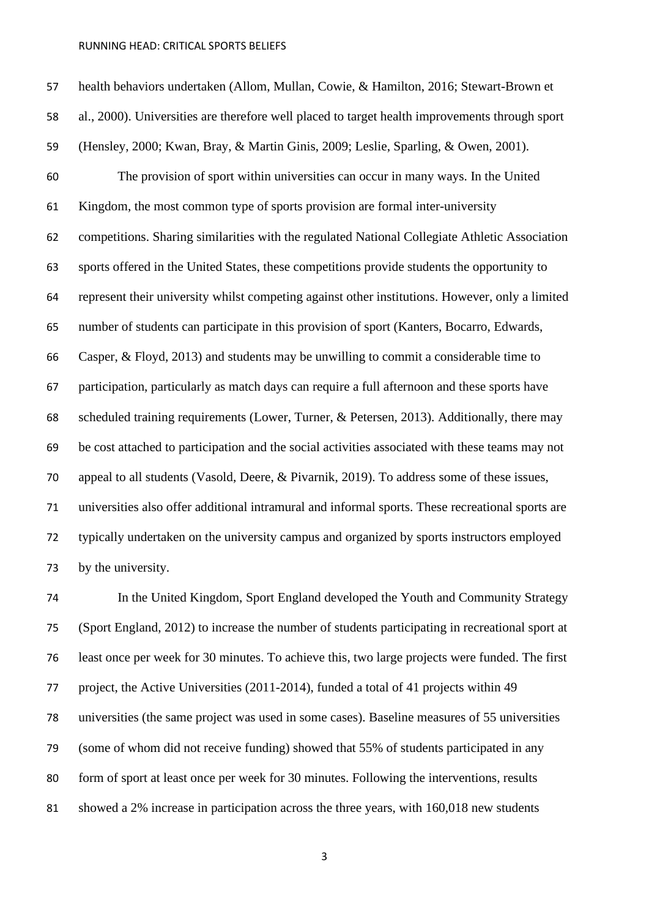health behaviors undertaken (Allom, Mullan, Cowie, & Hamilton, 2016; Stewart-Brown et al., 2000). Universities are therefore well placed to target health improvements through sport (Hensley, 2000; Kwan, Bray, & Martin Ginis, 2009; Leslie, Sparling, & Owen, 2001).

The provision of sport within universities can occur in many ways. In the United Kingdom, the most common type of sports provision are formal inter-university competitions. Sharing similarities with the regulated National Collegiate Athletic Association sports offered in the United States, these competitions provide students the opportunity to represent their university whilst competing against other institutions. However, only a limited number of students can participate in this provision of sport (Kanters, Bocarro, Edwards, Casper, & Floyd, 2013) and students may be unwilling to commit a considerable time to participation, particularly as match days can require a full afternoon and these sports have scheduled training requirements (Lower, Turner, & Petersen, 2013). Additionally, there may be cost attached to participation and the social activities associated with these teams may not appeal to all students (Vasold, Deere, & Pivarnik, 2019). To address some of these issues, universities also offer additional intramural and informal sports. These recreational sports are typically undertaken on the university campus and organized by sports instructors employed by the university.

In the United Kingdom, Sport England developed the Youth and Community Strategy (Sport England, 2012) to increase the number of students participating in recreational sport at least once per week for 30 minutes. To achieve this, two large projects were funded. The first project, the Active Universities (2011-2014), funded a total of 41 projects within 49 universities (the same project was used in some cases). Baseline measures of 55 universities (some of whom did not receive funding) showed that 55% of students participated in any form of sport at least once per week for 30 minutes. Following the interventions, results showed a 2% increase in participation across the three years, with 160,018 new students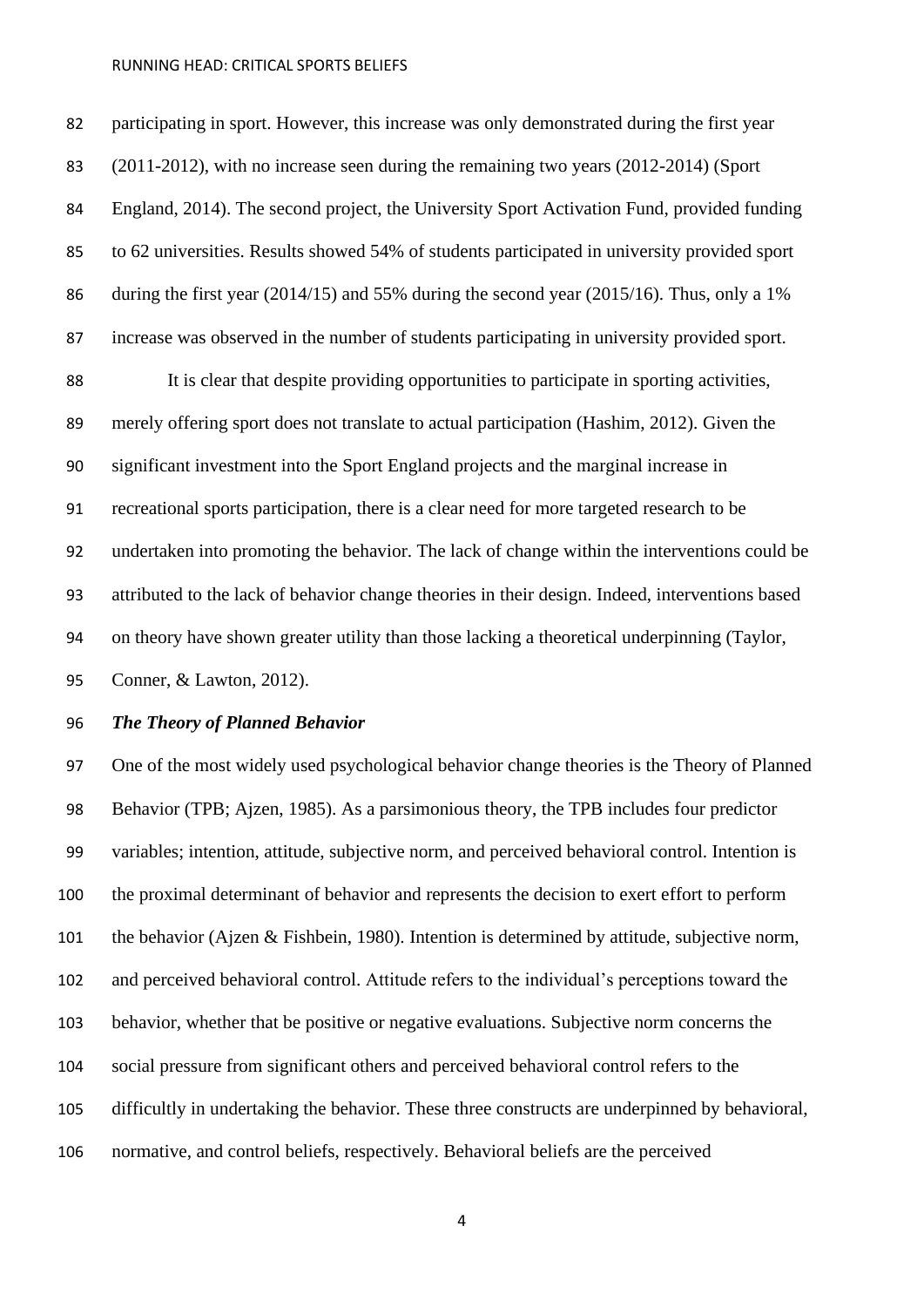participating in sport. However, this increase was only demonstrated during the first year (2011-2012), with no increase seen during the remaining two years (2012-2014) (Sport England, 2014). The second project, the University Sport Activation Fund, provided funding to 62 universities. Results showed 54% of students participated in university provided sport during the first year (2014/15) and 55% during the second year (2015/16). Thus, only a 1% increase was observed in the number of students participating in university provided sport.

It is clear that despite providing opportunities to participate in sporting activities, merely offering sport does not translate to actual participation (Hashim, 2012). Given the significant investment into the Sport England projects and the marginal increase in recreational sports participation, there is a clear need for more targeted research to be undertaken into promoting the behavior. The lack of change within the interventions could be attributed to the lack of behavior change theories in their design. Indeed, interventions based on theory have shown greater utility than those lacking a theoretical underpinning (Taylor, Conner, & Lawton, 2012).

***The Theory of Planned Behavior***

One of the most widely used psychological behavior change theories is the Theory of Planned Behavior (TPB; Ajzen, 1985). As a parsimonious theory, the TPB includes four predictor variables; intention, attitude, subjective norm, and perceived behavioral control. Intention is the proximal determinant of behavior and represents the decision to exert effort to perform the behavior (Ajzen & Fishbein, 1980). Intention is determined by attitude, subjective norm, and perceived behavioral control. Attitude refers to the individual's perceptions toward the behavior, whether that be positive or negative evaluations. Subjective norm concerns the social pressure from significant others and perceived behavioral control refers to the difficultly in undertaking the behavior. These three constructs are underpinned by behavioral, normative, and control beliefs, respectively. Behavioral beliefs are the perceived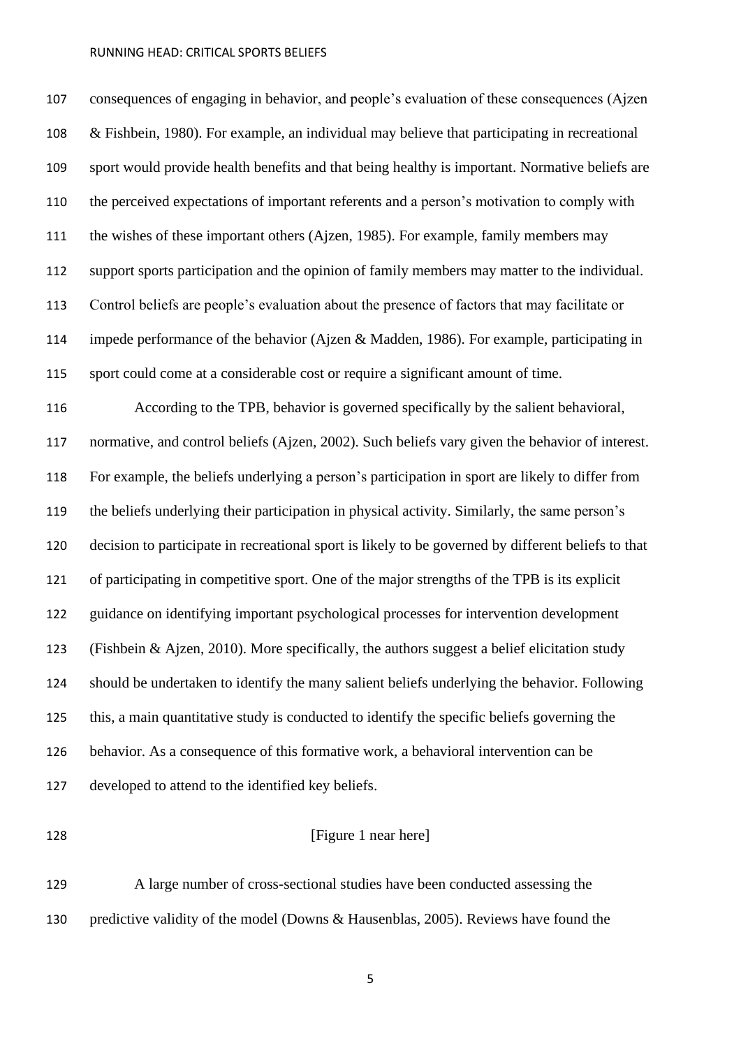consequences of engaging in behavior, and people's evaluation of these consequences (Ajzen & Fishbein, 1980). For example, an individual may believe that participating in recreational sport would provide health benefits and that being healthy is important. Normative beliefs are the perceived expectations of important referents and a person's motivation to comply with the wishes of these important others (Ajzen, 1985). For example, family members may support sports participation and the opinion of family members may matter to the individual. Control beliefs are people's evaluation about the presence of factors that may facilitate or impede performance of the behavior (Ajzen & Madden, 1986). For example, participating in sport could come at a considerable cost or require a significant amount of time.

According to the TPB, behavior is governed specifically by the salient behavioral, normative, and control beliefs (Ajzen, 2002). Such beliefs vary given the behavior of interest. For example, the beliefs underlying a person's participation in sport are likely to differ from the beliefs underlying their participation in physical activity. Similarly, the same person's decision to participate in recreational sport is likely to be governed by different beliefs to that of participating in competitive sport. One of the major strengths of the TPB is its explicit guidance on identifying important psychological processes for intervention development (Fishbein & Ajzen, 2010). More specifically, the authors suggest a belief elicitation study should be undertaken to identify the many salient beliefs underlying the behavior. Following this, a main quantitative study is conducted to identify the specific beliefs governing the behavior. As a consequence of this formative work, a behavioral intervention can be developed to attend to the identified key beliefs.

[Figure 1 near here]

A large number of cross-sectional studies have been conducted assessing the predictive validity of the model (Downs & Hausenblas, 2005). Reviews have found the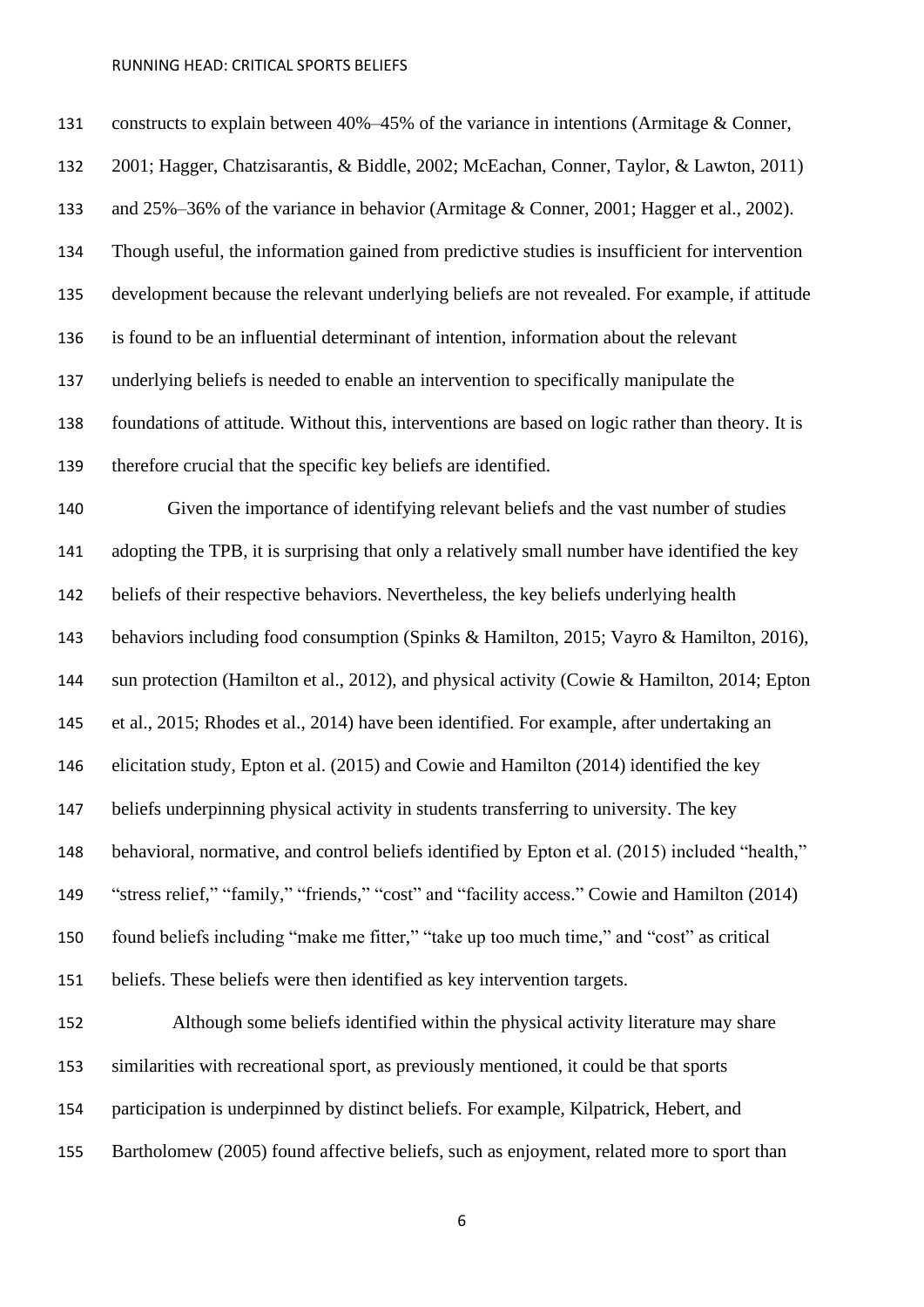constructs to explain between 40%–45% of the variance in intentions (Armitage & Conner, 2001; Hagger, Chatzisarantis, & Biddle, 2002; McEachan, Conner, Taylor, & Lawton, 2011) and 25%–36% of the variance in behavior (Armitage & Conner, 2001; Hagger et al., 2002). Though useful, the information gained from predictive studies is insufficient for intervention development because the relevant underlying beliefs are not revealed. For example, if attitude is found to be an influential determinant of intention, information about the relevant underlying beliefs is needed to enable an intervention to specifically manipulate the foundations of attitude. Without this, interventions are based on logic rather than theory. It is therefore crucial that the specific key beliefs are identified.

Given the importance of identifying relevant beliefs and the vast number of studies adopting the TPB, it is surprising that only a relatively small number have identified the key beliefs of their respective behaviors. Nevertheless, the key beliefs underlying health behaviors including food consumption (Spinks & Hamilton, 2015; Vayro & Hamilton, 2016), sun protection (Hamilton et al., 2012), and physical activity (Cowie & Hamilton, 2014; Epton et al., 2015; Rhodes et al., 2014) have been identified. For example, after undertaking an elicitation study, Epton et al. (2015) and Cowie and Hamilton (2014) identified the key beliefs underpinning physical activity in students transferring to university. The key behavioral, normative, and control beliefs identified by Epton et al. (2015) included "health," "stress relief," "family," "friends," "cost" and "facility access." Cowie and Hamilton (2014) found beliefs including "make me fitter," "take up too much time," and "cost" as critical beliefs. These beliefs were then identified as key intervention targets.

Although some beliefs identified within the physical activity literature may share similarities with recreational sport, as previously mentioned, it could be that sports participation is underpinned by distinct beliefs. For example, Kilpatrick, Hebert, and Bartholomew (2005) found affective beliefs, such as enjoyment, related more to sport than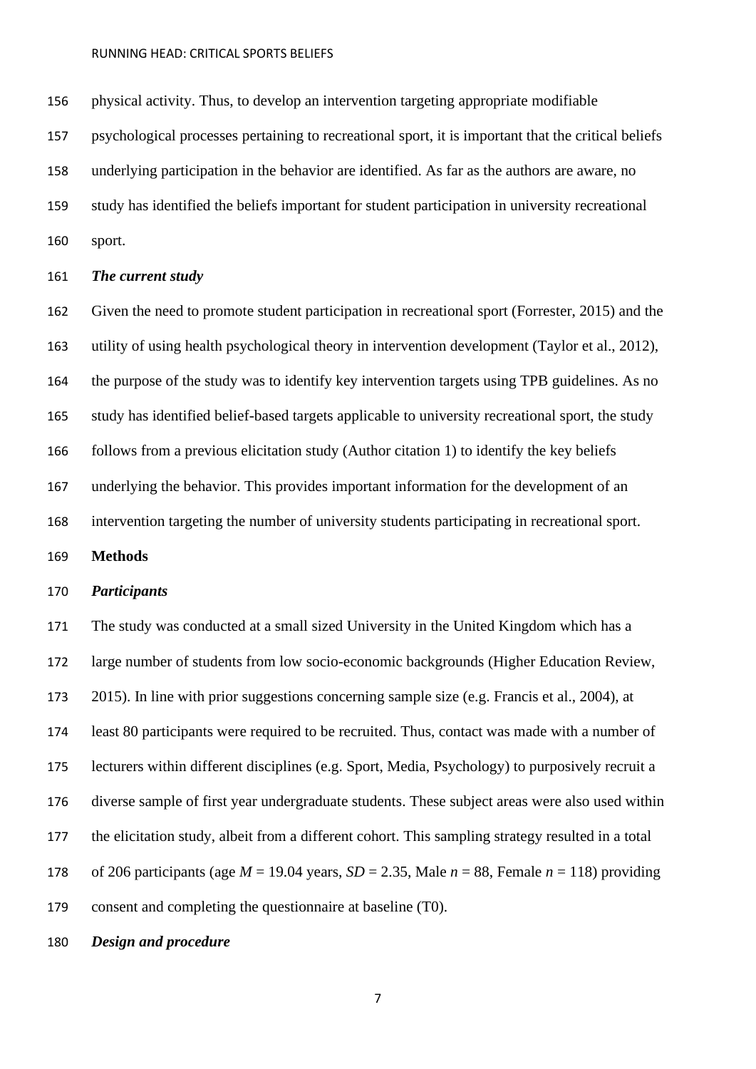physical activity. Thus, to develop an intervention targeting appropriate modifiable psychological processes pertaining to recreational sport, it is important that the critical beliefs underlying participation in the behavior are identified. As far as the authors are aware, no study has identified the beliefs important for student participation in university recreational sport.

### *The current study*

Given the need to promote student participation in recreational sport (Forrester, 2015) and the utility of using health psychological theory in intervention development (Taylor et al., 2012), the purpose of the study was to identify key intervention targets using TPB guidelines. As no study has identified belief-based targets applicable to university recreational sport, the study follows from a previous elicitation study (Author citation 1) to identify the key beliefs underlying the behavior. This provides important information for the development of an intervention targeting the number of university students participating in recreational sport.

## **Methods**

### *Participants*

The study was conducted at a small sized University in the United Kingdom which has a large number of students from low socio-economic backgrounds (Higher Education Review, 2015). In line with prior suggestions concerning sample size (e.g. Francis et al., 2004), at least 80 participants were required to be recruited. Thus, contact was made with a number of lecturers within different disciplines (e.g. Sport, Media, Psychology) to purposively recruit a diverse sample of first year undergraduate students. These subject areas were also used within the elicitation study, albeit from a different cohort. This sampling strategy resulted in a total of 206 participants (age $M$ = 19.04 years, $SD$ = 2.35, Male $n$ = 88, Female $n$ = 118) providing consent and completing the questionnaire at baseline (T0).

### *Design and procedure*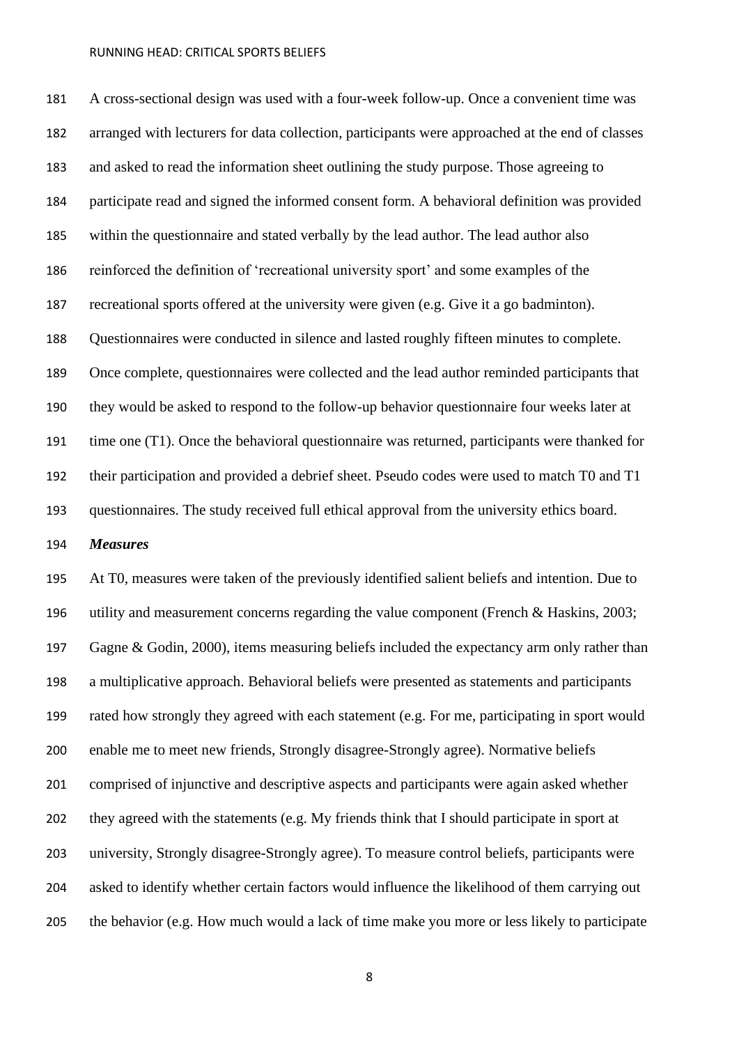A cross-sectional design was used with a four-week follow-up. Once a convenient time was arranged with lecturers for data collection, participants were approached at the end of classes and asked to read the information sheet outlining the study purpose. Those agreeing to participate read and signed the informed consent form. A behavioral definition was provided within the questionnaire and stated verbally by the lead author. The lead author also reinforced the definition of 'recreational university sport' and some examples of the recreational sports offered at the university were given (e.g. Give it a go badminton). Questionnaires were conducted in silence and lasted roughly fifteen minutes to complete. Once complete, questionnaires were collected and the lead author reminded participants that they would be asked to respond to the follow-up behavior questionnaire four weeks later at time one (T1). Once the behavioral questionnaire was returned, participants were thanked for their participation and provided a debrief sheet. Pseudo codes were used to match T0 and T1 questionnaires. The study received full ethical approval from the university ethics board.

### *Measures*

At T0, measures were taken of the previously identified salient beliefs and intention. Due to utility and measurement concerns regarding the value component (French & Haskins, 2003; Gagne & Godin, 2000), items measuring beliefs included the expectancy arm only rather than a multiplicative approach. Behavioral beliefs were presented as statements and participants rated how strongly they agreed with each statement (e.g. For me, participating in sport would enable me to meet new friends, Strongly disagree-Strongly agree). Normative beliefs comprised of injunctive and descriptive aspects and participants were again asked whether they agreed with the statements (e.g. My friends think that I should participate in sport at university, Strongly disagree-Strongly agree). To measure control beliefs, participants were asked to identify whether certain factors would influence the likelihood of them carrying out the behavior (e.g. How much would a lack of time make you more or less likely to participate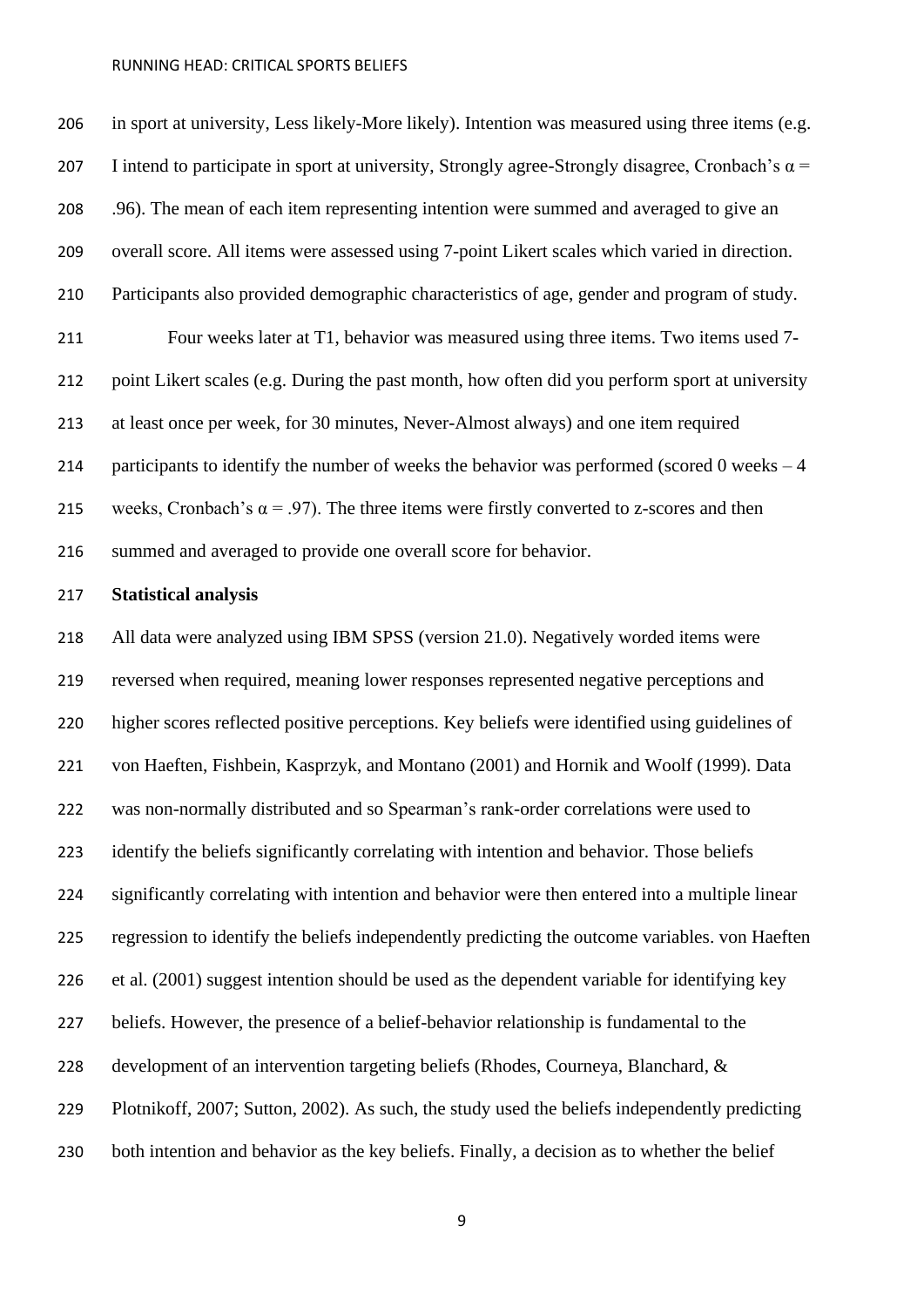in sport at university, Less likely-More likely). Intention was measured using three items (e.g. I intend to participate in sport at university, Strongly agree-Strongly disagree, Cronbach's $\alpha$ = .96). The mean of each item representing intention were summed and averaged to give an overall score. All items were assessed using 7-point Likert scales which varied in direction. Participants also provided demographic characteristics of age, gender and program of study.

Four weeks later at T1, behavior was measured using three items. Two items used 7-point Likert scales (e.g. During the past month, how often did you perform sport at university at least once per week, for 30 minutes, Never-Almost always) and one item required participants to identify the number of weeks the behavior was performed (scored 0 weeks – 4 weeks, Cronbach's $\alpha$ = .97). The three items were firstly converted to z-scores and then summed and averaged to provide one overall score for behavior.

**Statistical analysis**

All data were analyzed using IBM SPSS (version 21.0). Negatively worded items were reversed when required, meaning lower responses represented negative perceptions and higher scores reflected positive perceptions. Key beliefs were identified using guidelines of von Haeften, Fishbein, Kasprzyk, and Montano (2001) and Hornik and Woolf (1999). Data was non-normally distributed and so Spearman's rank-order correlations were used to identify the beliefs significantly correlating with intention and behavior. Those beliefs significantly correlating with intention and behavior were then entered into a multiple linear regression to identify the beliefs independently predicting the outcome variables. von Haeften et al. (2001) suggest intention should be used as the dependent variable for identifying key beliefs. However, the presence of a belief-behavior relationship is fundamental to the development of an intervention targeting beliefs (Rhodes, Courneya, Blanchard, & Plotnikoff, 2007; Sutton, 2002). As such, the study used the beliefs independently predicting both intention and behavior as the key beliefs. Finally, a decision as to whether the belief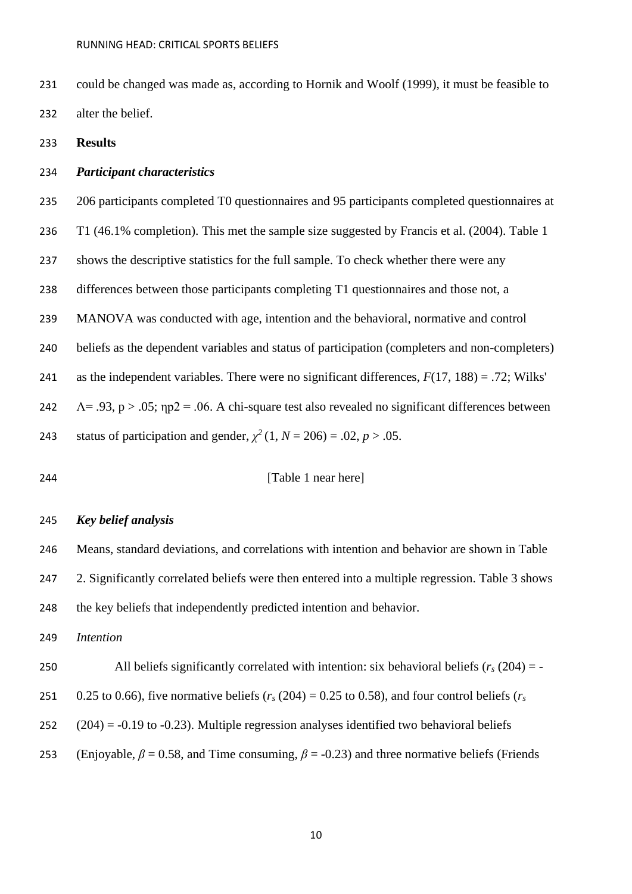could be changed was made as, according to Hornik and Woolf (1999), it must be feasible to alter the belief.

## Results

### *Participant characteristics*

206 participants completed T0 questionnaires and 95 participants completed questionnaires at T1 (46.1% completion). This met the sample size suggested by Francis et al. (2004). Table 1 shows the descriptive statistics for the full sample. To check whether there were any differences between those participants completing T1 questionnaires and those not, a MANOVA was conducted with age, intention and the behavioral, normative and control beliefs as the dependent variables and status of participation (completers and non-completers) as the independent variables. There were no significant differences, $F(17, 188) = .72$; Wilks' $\Lambda = .93$, $p > .05$; $\eta p2 = .06$. A chi-square test also revealed no significant differences between status of participation and gender, $\chi^2 (1, N = 206) = .02$, $p > .05$.

[Table 1 near here]

### *Key belief analysis*

Means, standard deviations, and correlations with intention and behavior are shown in Table 2. Significantly correlated beliefs were then entered into a multiple regression. Table 3 shows the key beliefs that independently predicted intention and behavior.

*Intention*

All beliefs significantly correlated with intention: six behavioral beliefs ($r_s$ (204) = -0.25 to 0.66), five normative beliefs ($r_s$ (204) = 0.25 to 0.58), and four control beliefs ($r_s$ (204) = -0.19 to -0.23). Multiple regression analyses identified two behavioral beliefs (Enjoyable, $\beta = 0.58$, and Time consuming, $\beta = -0.23$) and three normative beliefs (Friends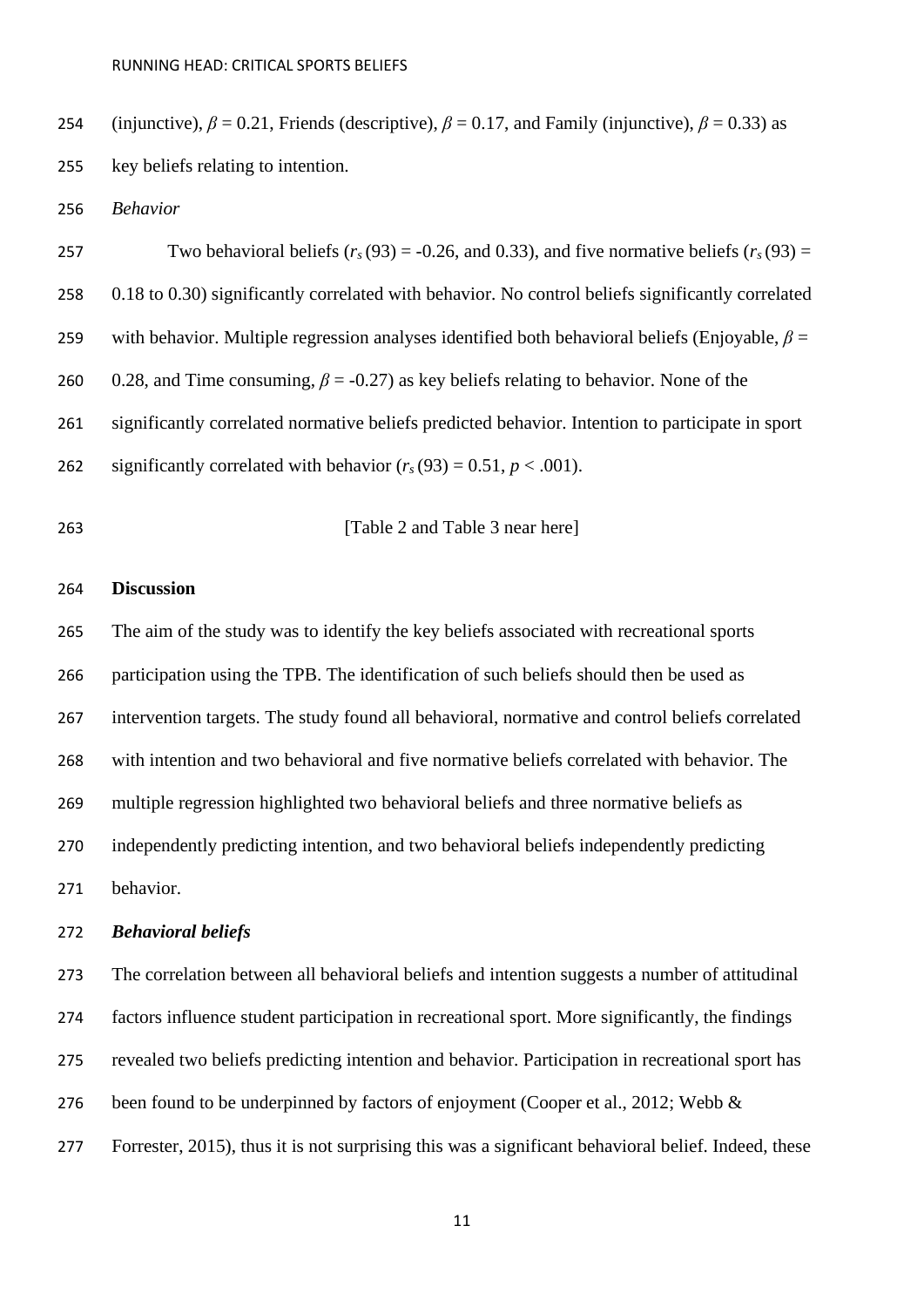(injunctive), $\beta = 0.21$, Friends (descriptive), $\beta = 0.17$, and Family (injunctive), $\beta = 0.33$) as key beliefs relating to intention.

*Behavior*

Two behavioral beliefs ($r_s(93) = -0.26$, and 0.33), and five normative beliefs ($r_s(93) =$ 0.18 to 0.30) significantly correlated with behavior. No control beliefs significantly correlated with behavior. Multiple regression analyses identified both behavioral beliefs (Enjoyable, $\beta =$ 0.28, and Time consuming, $\beta = -0.27$) as key beliefs relating to behavior. None of the significantly correlated normative beliefs predicted behavior. Intention to participate in sport significantly correlated with behavior ($r_s(93) = 0.51$, $p < .001$).

[Table 2 and Table 3 near here]

## Discussion

The aim of the study was to identify the key beliefs associated with recreational sports participation using the TPB. The identification of such beliefs should then be used as intervention targets. The study found all behavioral, normative and control beliefs correlated with intention and two behavioral and five normative beliefs correlated with behavior. The multiple regression highlighted two behavioral beliefs and three normative beliefs as independently predicting intention, and two behavioral beliefs independently predicting behavior.

### *Behavioral beliefs*

The correlation between all behavioral beliefs and intention suggests a number of attitudinal factors influence student participation in recreational sport. More significantly, the findings revealed two beliefs predicting intention and behavior. Participation in recreational sport has been found to be underpinned by factors of enjoyment (Cooper et al., 2012; Webb & Forrester, 2015), thus it is not surprising this was a significant behavioral belief. Indeed, these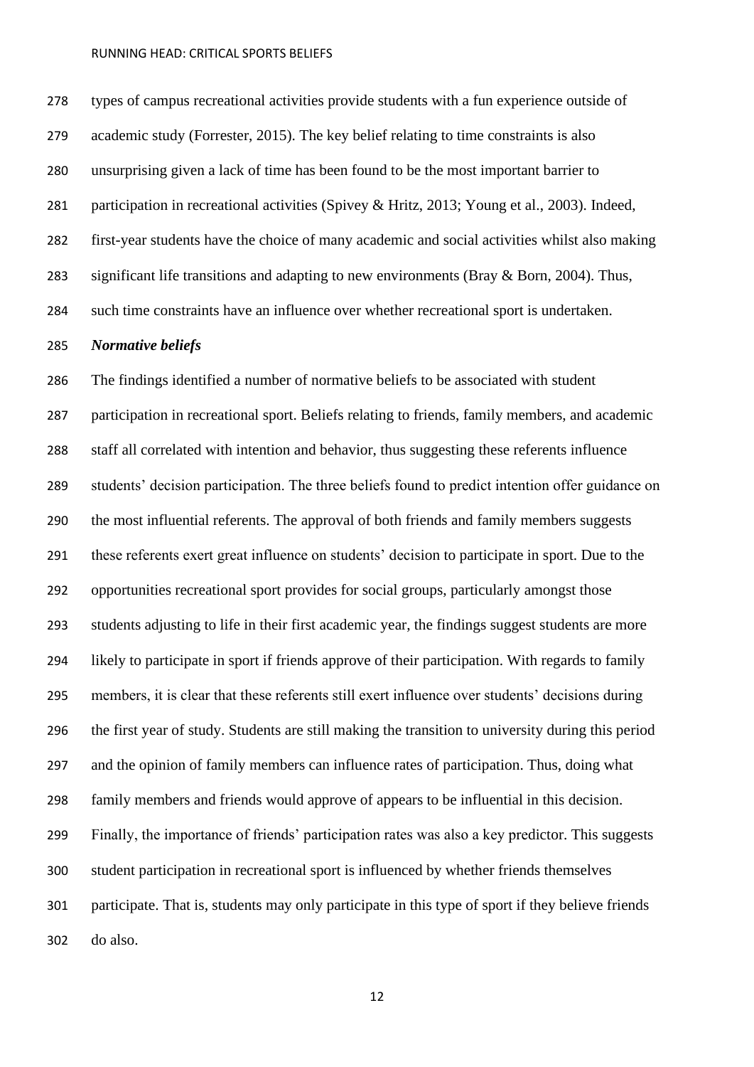types of campus recreational activities provide students with a fun experience outside of academic study (Forrester, 2015). The key belief relating to time constraints is also unsurprising given a lack of time has been found to be the most important barrier to participation in recreational activities (Spivey & Hritz, 2013; Young et al., 2003). Indeed, first-year students have the choice of many academic and social activities whilst also making significant life transitions and adapting to new environments (Bray & Born, 2004). Thus, such time constraints have an influence over whether recreational sport is undertaken.

***Normative beliefs***

The findings identified a number of normative beliefs to be associated with student participation in recreational sport. Beliefs relating to friends, family members, and academic staff all correlated with intention and behavior, thus suggesting these referents influence students' decision participation. The three beliefs found to predict intention offer guidance on the most influential referents. The approval of both friends and family members suggests these referents exert great influence on students' decision to participate in sport. Due to the opportunities recreational sport provides for social groups, particularly amongst those students adjusting to life in their first academic year, the findings suggest students are more likely to participate in sport if friends approve of their participation. With regards to family members, it is clear that these referents still exert influence over students' decisions during the first year of study. Students are still making the transition to university during this period and the opinion of family members can influence rates of participation. Thus, doing what family members and friends would approve of appears to be influential in this decision. Finally, the importance of friends' participation rates was also a key predictor. This suggests student participation in recreational sport is influenced by whether friends themselves participate. That is, students may only participate in this type of sport if they believe friends do also.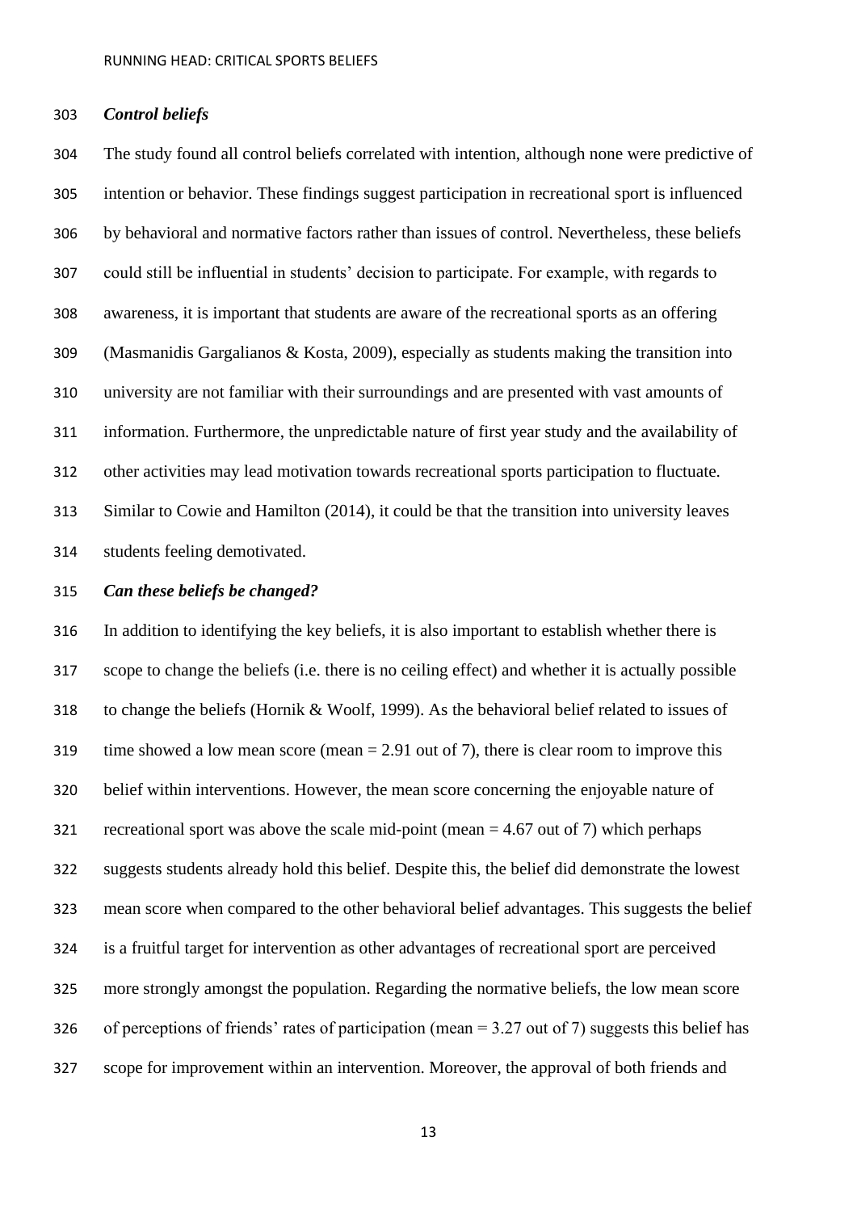### *Control beliefs*

The study found all control beliefs correlated with intention, although none were predictive of intention or behavior. These findings suggest participation in recreational sport is influenced by behavioral and normative factors rather than issues of control. Nevertheless, these beliefs could still be influential in students' decision to participate. For example, with regards to awareness, it is important that students are aware of the recreational sports as an offering (Masmanidis Gargalianos & Kosta, 2009), especially as students making the transition into university are not familiar with their surroundings and are presented with vast amounts of information. Furthermore, the unpredictable nature of first year study and the availability of other activities may lead motivation towards recreational sports participation to fluctuate. Similar to Cowie and Hamilton (2014), it could be that the transition into university leaves students feeling demotivated.

### *Can these beliefs be changed?*

In addition to identifying the key beliefs, it is also important to establish whether there is scope to change the beliefs (i.e. there is no ceiling effect) and whether it is actually possible to change the beliefs (Hornik & Woolf, 1999). As the behavioral belief related to issues of time showed a low mean score (mean = 2.91 out of 7), there is clear room to improve this belief within interventions. However, the mean score concerning the enjoyable nature of recreational sport was above the scale mid-point (mean = 4.67 out of 7) which perhaps suggests students already hold this belief. Despite this, the belief did demonstrate the lowest mean score when compared to the other behavioral belief advantages. This suggests the belief is a fruitful target for intervention as other advantages of recreational sport are perceived more strongly amongst the population. Regarding the normative beliefs, the low mean score of perceptions of friends' rates of participation (mean = 3.27 out of 7) suggests this belief has scope for improvement within an intervention. Moreover, the approval of both friends and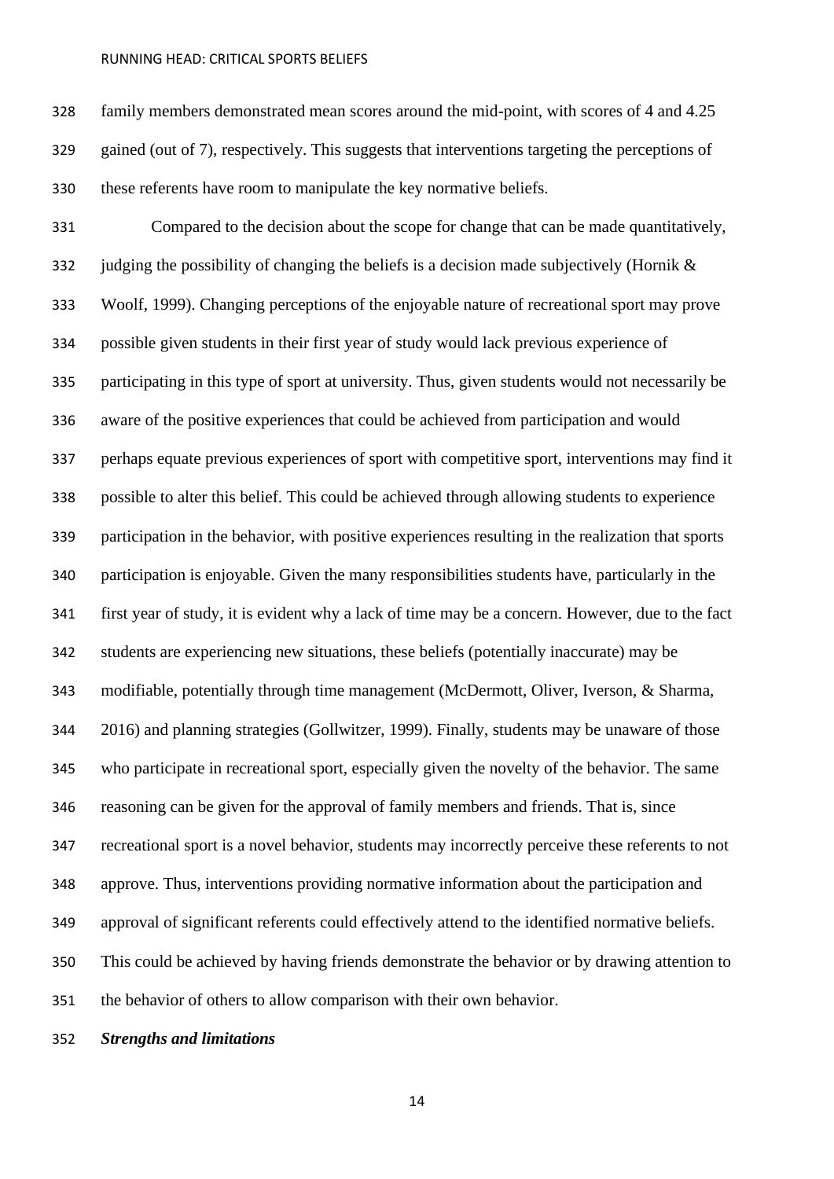family members demonstrated mean scores around the mid-point, with scores of 4 and 4.25 gained (out of 7), respectively. This suggests that interventions targeting the perceptions of these referents have room to manipulate the key normative beliefs.

Compared to the decision about the scope for change that can be made quantitatively, judging the possibility of changing the beliefs is a decision made subjectively (Hornik & Woolf, 1999). Changing perceptions of the enjoyable nature of recreational sport may prove possible given students in their first year of study would lack previous experience of participating in this type of sport at university. Thus, given students would not necessarily be aware of the positive experiences that could be achieved from participation and would perhaps equate previous experiences of sport with competitive sport, interventions may find it possible to alter this belief. This could be achieved through allowing students to experience participation in the behavior, with positive experiences resulting in the realization that sports participation is enjoyable. Given the many responsibilities students have, particularly in the first year of study, it is evident why a lack of time may be a concern. However, due to the fact students are experiencing new situations, these beliefs (potentially inaccurate) may be modifiable, potentially through time management (McDermott, Oliver, Iverson, & Sharma, 2016) and planning strategies (Gollwitzer, 1999). Finally, students may be unaware of those who participate in recreational sport, especially given the novelty of the behavior. The same reasoning can be given for the approval of family members and friends. That is, since recreational sport is a novel behavior, students may incorrectly perceive these referents to not approve. Thus, interventions providing normative information about the participation and approval of significant referents could effectively attend to the identified normative beliefs. This could be achieved by having friends demonstrate the behavior or by drawing attention to the behavior of others to allow comparison with their own behavior.

***Strengths and limitations***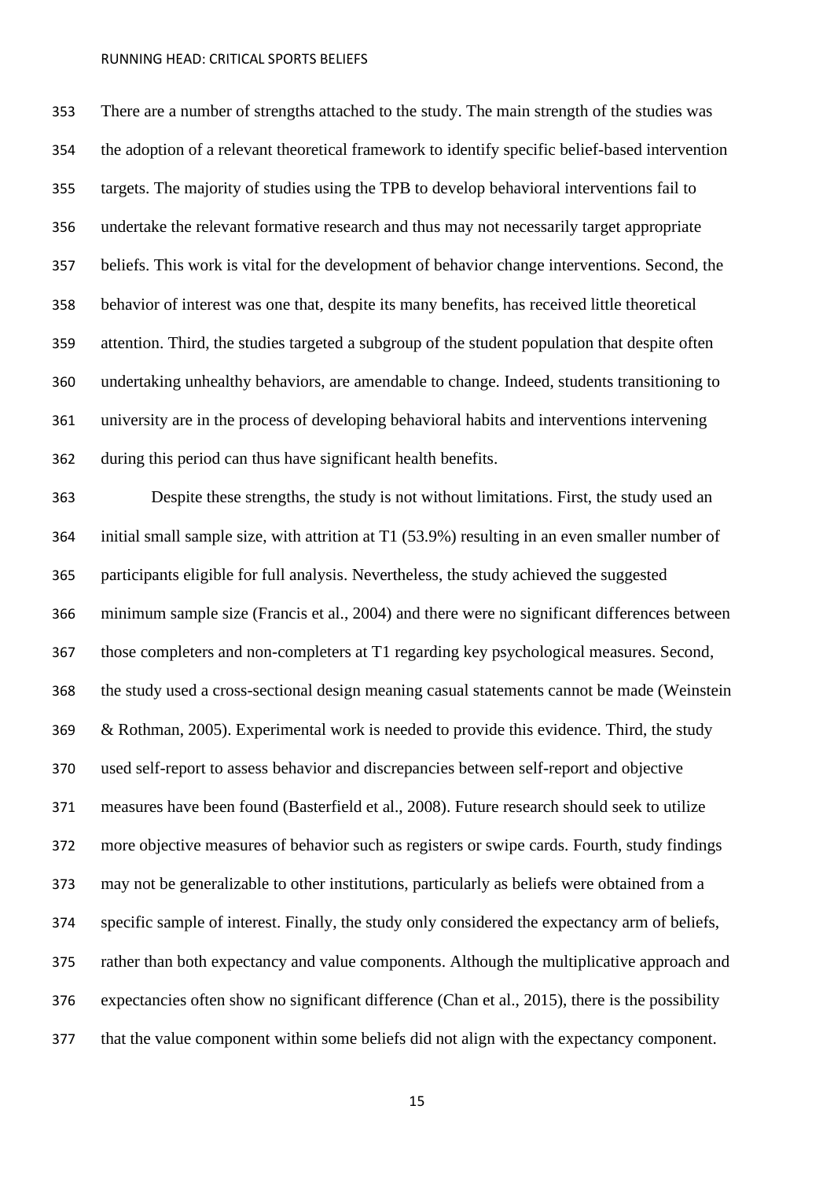There are a number of strengths attached to the study. The main strength of the studies was the adoption of a relevant theoretical framework to identify specific belief-based intervention targets. The majority of studies using the TPB to develop behavioral interventions fail to undertake the relevant formative research and thus may not necessarily target appropriate beliefs. This work is vital for the development of behavior change interventions. Second, the behavior of interest was one that, despite its many benefits, has received little theoretical attention. Third, the studies targeted a subgroup of the student population that despite often undertaking unhealthy behaviors, are amendable to change. Indeed, students transitioning to university are in the process of developing behavioral habits and interventions intervening during this period can thus have significant health benefits.

Despite these strengths, the study is not without limitations. First, the study used an initial small sample size, with attrition at T1 (53.9%) resulting in an even smaller number of participants eligible for full analysis. Nevertheless, the study achieved the suggested minimum sample size (Francis et al., 2004) and there were no significant differences between those completers and non-completers at T1 regarding key psychological measures. Second, the study used a cross-sectional design meaning casual statements cannot be made (Weinstein & Rothman, 2005). Experimental work is needed to provide this evidence. Third, the study used self-report to assess behavior and discrepancies between self-report and objective measures have been found (Basterfield et al., 2008). Future research should seek to utilize more objective measures of behavior such as registers or swipe cards. Fourth, study findings may not be generalizable to other institutions, particularly as beliefs were obtained from a specific sample of interest. Finally, the study only considered the expectancy arm of beliefs, rather than both expectancy and value components. Although the multiplicative approach and expectancies often show no significant difference (Chan et al., 2015), there is the possibility that the value component within some beliefs did not align with the expectancy component.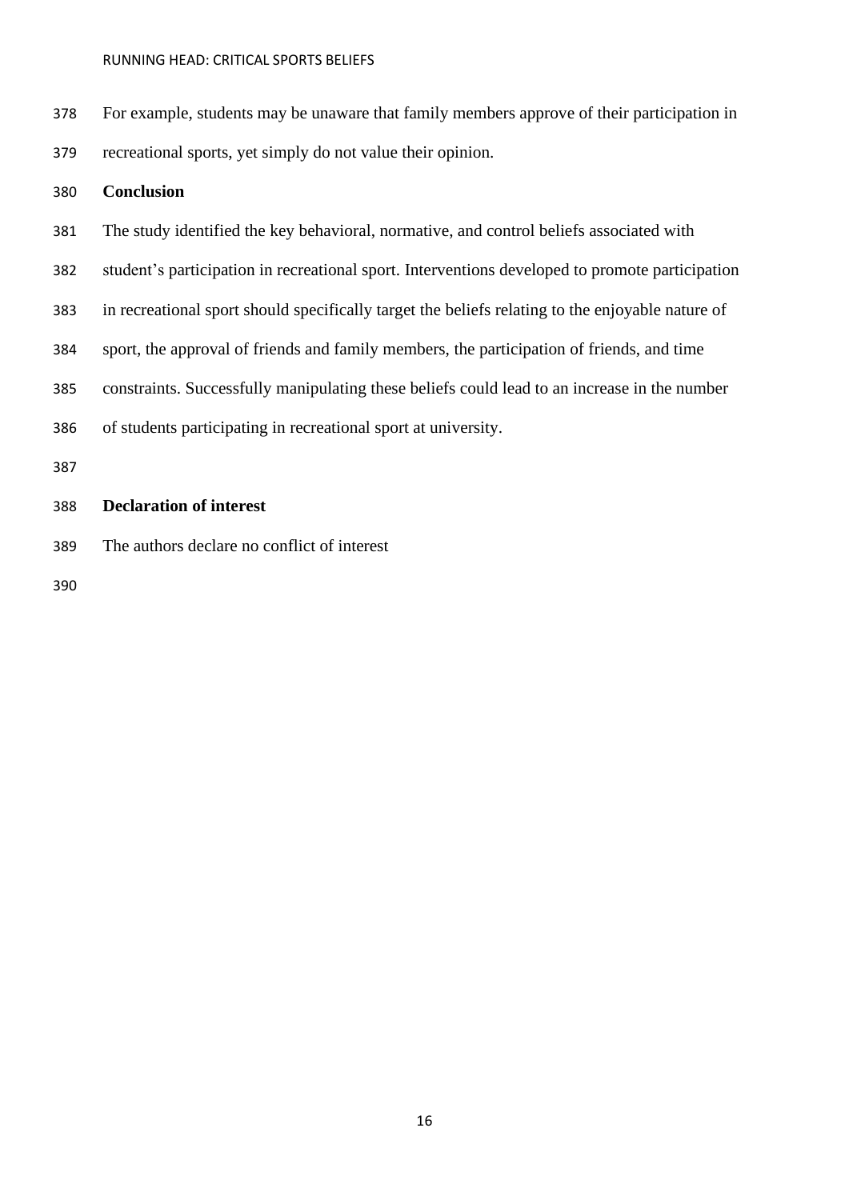For example, students may be unaware that family members approve of their participation in recreational sports, yet simply do not value their opinion.

## Conclusion

The study identified the key behavioral, normative, and control beliefs associated with student's participation in recreational sport. Interventions developed to promote participation in recreational sport should specifically target the beliefs relating to the enjoyable nature of sport, the approval of friends and family members, the participation of friends, and time constraints. Successfully manipulating these beliefs could lead to an increase in the number of students participating in recreational sport at university.

## Declaration of interest

The authors declare no conflict of interest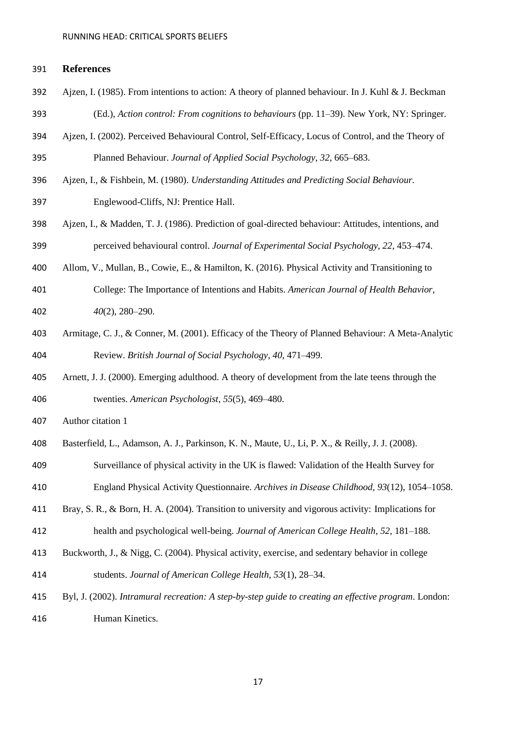## References

Ajzen, I. (1985). From intentions to action: A theory of planned behaviour. In J. Kuhl & J. Beckman (Ed.), *Action control: From cognitions to behaviours* (pp. 11–39). New York, NY: Springer.

Ajzen, I. (2002). Perceived Behavioural Control, Self-Efficacy, Locus of Control, and the Theory of Planned Behaviour. *Journal of Applied Social Psychology*, *32*, 665–683.

Ajzen, I., & Fishbein, M. (1980). *Understanding Attitudes and Predicting Social Behaviour.* Englewood-Cliffs, NJ: Prentice Hall.

Ajzen, I., & Madden, T. J. (1986). Prediction of goal-directed behaviour: Attitudes, intentions, and perceived behavioural control. *Journal of Experimental Social Psychology, 22*, 453–474.

Allom, V., Mullan, B., Cowie, E., & Hamilton, K. (2016). Physical Activity and Transitioning to College: The Importance of Intentions and Habits. *American Journal of Health Behavior*, *40*(2), 280–290.

Armitage, C. J., & Conner, M. (2001). Efficacy of the Theory of Planned Behaviour: A Meta-Analytic Review. *British Journal of Social Psychology*, *40*, 471–499.

Arnett, J. J. (2000). Emerging adulthood. A theory of development from the late teens through the twenties. *American Psychologist*, *55*(5), 469–480.

Author citation 1

Basterfield, L., Adamson, A. J., Parkinson, K. N., Maute, U., Li, P. X., & Reilly, J. J. (2008). Surveillance of physical activity in the UK is flawed: Validation of the Health Survey for England Physical Activity Questionnaire. *Archives in Disease Childhood, 93*(12), 1054–1058.

Bray, S. R., & Born, H. A. (2004). Transition to university and vigorous activity: Implications for health and psychological well-being. *Journal of American College Health, 52,* 181–188.

Buckworth, J., & Nigg, C. (2004). Physical activity, exercise, and sedentary behavior in college students. *Journal of American College Health, 53*(1), 28–34.

Byl, J. (2002). *Intramural recreation: A step-by-step guide to creating an effective program*. London: Human Kinetics.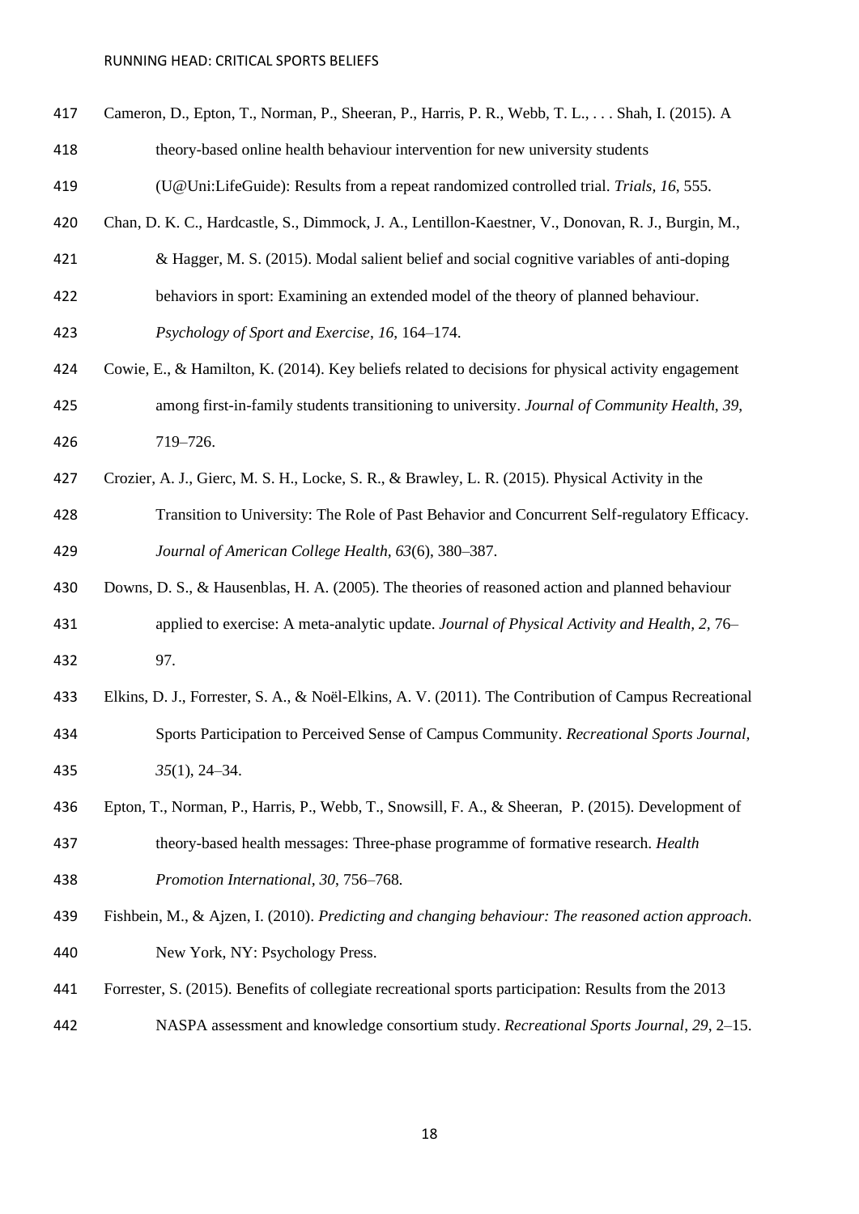Cameron, D., Epton, T., Norman, P., Sheeran, P., Harris, P. R., Webb, T. L., . . . Shah, I. (2015). A theory-based online health behaviour intervention for new university students (U@Uni:LifeGuide): Results from a repeat randomized controlled trial. *Trials, 16*, 555.

Chan, D. K. C., Hardcastle, S., Dimmock, J. A., Lentillon-Kaestner, V., Donovan, R. J., Burgin, M., & Hagger, M. S. (2015). Modal salient belief and social cognitive variables of anti-doping behaviors in sport: Examining an extended model of the theory of planned behaviour. *Psychology of Sport and Exercise*, *16*, 164–174.

Cowie, E., & Hamilton, K. (2014). Key beliefs related to decisions for physical activity engagement among first-in-family students transitioning to university. *Journal of Community Health*, *39*, 719–726.

Crozier, A. J., Gierc, M. S. H., Locke, S. R., & Brawley, L. R. (2015). Physical Activity in the Transition to University: The Role of Past Behavior and Concurrent Self-regulatory Efficacy. *Journal of American College Health*, *63*(6), 380–387.

Downs, D. S., & Hausenblas, H. A. (2005). The theories of reasoned action and planned behaviour applied to exercise: A meta-analytic update. *Journal of Physical Activity and Health, 2,* 76–97.

Elkins, D. J., Forrester, S. A., & Noël-Elkins, A. V. (2011). The Contribution of Campus Recreational Sports Participation to Perceived Sense of Campus Community. *Recreational Sports Journal, 35*(1), 24–34.

Epton, T., Norman, P., Harris, P., Webb, T., Snowsill, F. A., & Sheeran, P. (2015). Development of theory-based health messages: Three-phase programme of formative research. *Health Promotion International, 30*, 756–768.

Fishbein, M., & Ajzen, I. (2010). *Predicting and changing behaviour: The reasoned action approach*. New York, NY: Psychology Press.

Forrester, S. (2015). Benefits of collegiate recreational sports participation: Results from the 2013 NASPA assessment and knowledge consortium study. *Recreational Sports Journal*, *29*, 2–15.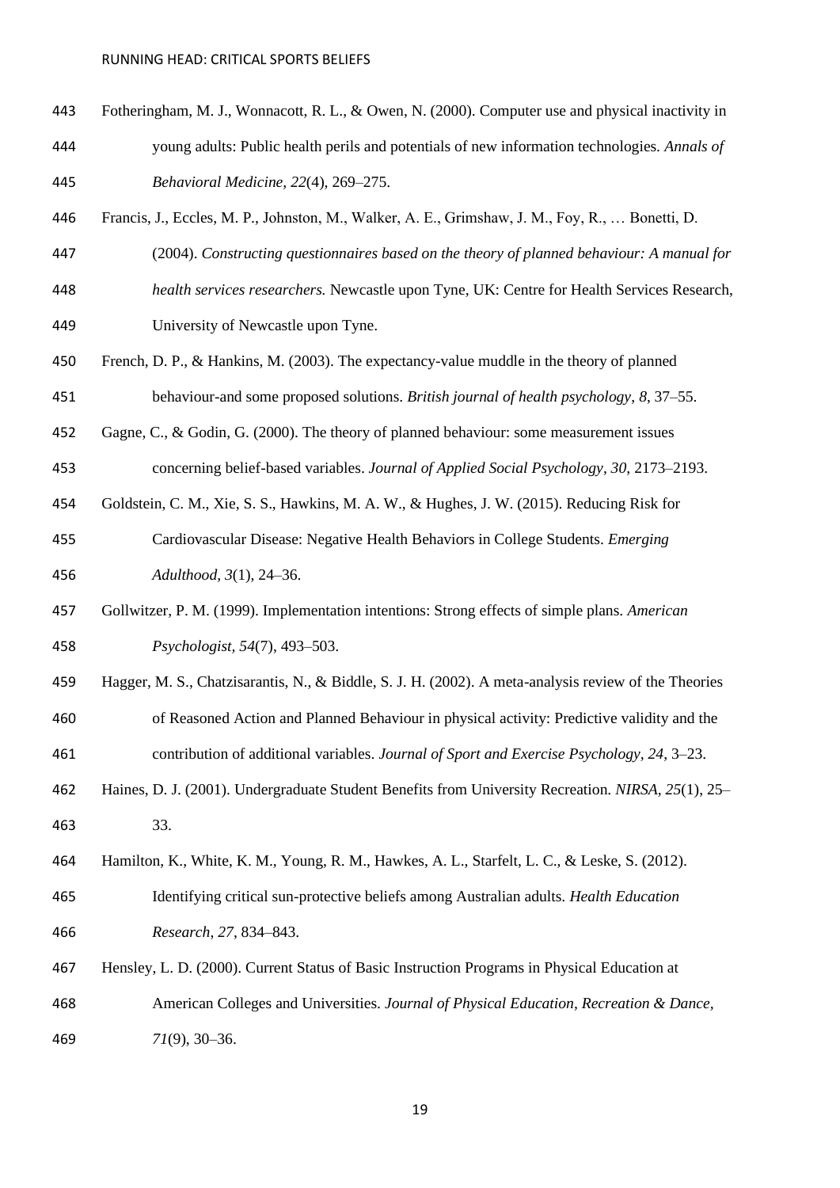Fotheringham, M. J., Wonnacott, R. L., & Owen, N. (2000). Computer use and physical inactivity in young adults: Public health perils and potentials of new information technologies. *Annals of Behavioral Medicine, 22*(4), 269–275.

Francis, J., Eccles, M. P., Johnston, M., Walker, A. E., Grimshaw, J. M., Foy, R., … Bonetti, D. (2004). *Constructing questionnaires based on the theory of planned behaviour: A manual for health services researchers.* Newcastle upon Tyne, UK: Centre for Health Services Research, University of Newcastle upon Tyne.

French, D. P., & Hankins, M. (2003). The expectancy-value muddle in the theory of planned behaviour-and some proposed solutions. *British journal of health psychology, 8*, 37–55.

Gagne, C., & Godin, G. (2000). The theory of planned behaviour: some measurement issues concerning belief-based variables. *Journal of Applied Social Psychology*, *30*, 2173–2193.

Goldstein, C. M., Xie, S. S., Hawkins, M. A. W., & Hughes, J. W. (2015). Reducing Risk for Cardiovascular Disease: Negative Health Behaviors in College Students. *Emerging Adulthood, 3*(1), 24–36.

Gollwitzer, P. M. (1999). Implementation intentions: Strong effects of simple plans. *American Psychologist, 54*(7), 493–503.

Hagger, M. S., Chatzisarantis, N., & Biddle, S. J. H. (2002). A meta-analysis review of the Theories of Reasoned Action and Planned Behaviour in physical activity: Predictive validity and the contribution of additional variables. *Journal of Sport and Exercise Psychology, 24*, 3–23.

Haines, D. J. (2001). Undergraduate Student Benefits from University Recreation. *NIRSA, 25*(1), 25–33.

Hamilton, K., White, K. M., Young, R. M., Hawkes, A. L., Starfelt, L. C., & Leske, S. (2012). Identifying critical sun-protective beliefs among Australian adults. *Health Education Research*, *27*, 834–843.

Hensley, L. D. (2000). Current Status of Basic Instruction Programs in Physical Education at American Colleges and Universities. *Journal of Physical Education, Recreation & Dance, 71*(9), 30–36.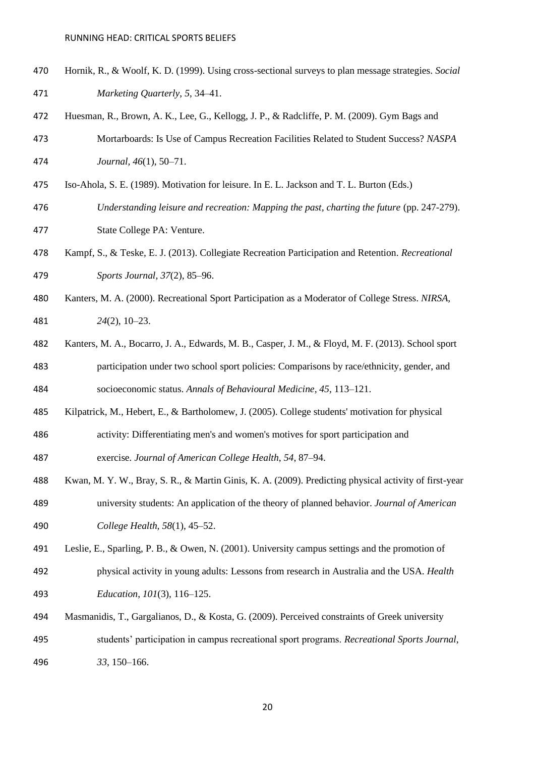Hornik, R., & Woolf, K. D. (1999). Using cross-sectional surveys to plan message strategies. *Social Marketing Quarterly*, *5*, 34–41.

Huesman, R., Brown, A. K., Lee, G., Kellogg, J. P., & Radcliffe, P. M. (2009). Gym Bags and Mortarboards: Is Use of Campus Recreation Facilities Related to Student Success? *NASPA Journal, 46*(1), 50–71.

Iso-Ahola, S. E. (1989). Motivation for leisure. In E. L. Jackson and T. L. Burton (Eds.) *Understanding leisure and recreation: Mapping the past, charting the future* (pp. 247-279). State College PA: Venture.

Kampf, S., & Teske, E. J. (2013). Collegiate Recreation Participation and Retention. *Recreational Sports Journal, 37*(2), 85–96.

Kanters, M. A. (2000). Recreational Sport Participation as a Moderator of College Stress. *NIRSA, 24*(2), 10–23.

Kanters, M. A., Bocarro, J. A., Edwards, M. B., Casper, J. M., & Floyd, M. F. (2013). School sport participation under two school sport policies: Comparisons by race/ethnicity, gender, and socioeconomic status. *Annals of Behavioural Medicine*, *45*, 113–121.

Kilpatrick, M., Hebert, E., & Bartholomew, J. (2005). College students' motivation for physical activity: Differentiating men's and women's motives for sport participation and exercise. *Journal of American College Health*, *54*, 87–94.

Kwan, M. Y. W., Bray, S. R., & Martin Ginis, K. A. (2009). Predicting physical activity of first-year university students: An application of the theory of planned behavior. *Journal of American College Health, 58*(1), 45–52.

Leslie, E., Sparling, P. B., & Owen, N. (2001). University campus settings and the promotion of physical activity in young adults: Lessons from research in Australia and the USA. *Health Education*, *101*(3), 116–125.

Masmanidis, T., Gargalianos, D., & Kosta, G. (2009). Perceived constraints of Greek university students' participation in campus recreational sport programs. *Recreational Sports Journal*, *33*, 150–166.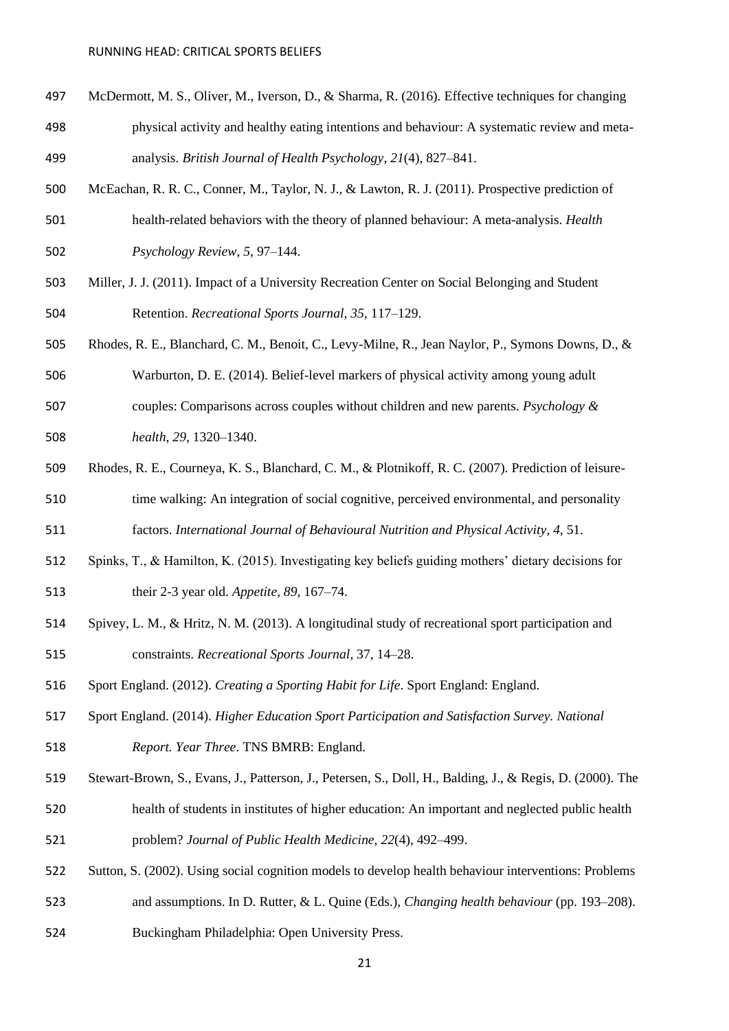McDermott, M. S., Oliver, M., Iverson, D., & Sharma, R. (2016). Effective techniques for changing physical activity and healthy eating intentions and behaviour: A systematic review and meta-analysis. *British Journal of Health Psychology*, *21*(4), 827–841.

McEachan, R. R. C., Conner, M., Taylor, N. J., & Lawton, R. J. (2011). Prospective prediction of health-related behaviors with the theory of planned behaviour: A meta-analysis. *Health Psychology Review*, *5*, 97–144.

Miller, J. J. (2011). Impact of a University Recreation Center on Social Belonging and Student Retention. *Recreational Sports Journal*, *35*, 117–129.

Rhodes, R. E., Blanchard, C. M., Benoit, C., Levy-Milne, R., Jean Naylor, P., Symons Downs, D., & Warburton, D. E. (2014). Belief-level markers of physical activity among young adult couples: Comparisons across couples without children and new parents. *Psychology & health*, *29*, 1320–1340.

Rhodes, R. E., Courneya, K. S., Blanchard, C. M., & Plotnikoff, R. C. (2007). Prediction of leisure-time walking: An integration of social cognitive, perceived environmental, and personality factors. *International Journal of Behavioural Nutrition and Physical Activity*, *4*, 51.

Spinks, T., & Hamilton, K. (2015). Investigating key beliefs guiding mothers' dietary decisions for their 2-3 year old. *Appetite*, *89*, 167–74.

Spivey, L. M., & Hritz, N. M. (2013). A longitudinal study of recreational sport participation and constraints. *Recreational Sports Journal*, 37, 14–28.

Sport England. (2012). *Creating a Sporting Habit for Life*. Sport England: England.

Sport England. (2014). *Higher Education Sport Participation and Satisfaction Survey. National Report. Year Three*. TNS BMRB: England.

Stewart-Brown, S., Evans, J., Patterson, J., Petersen, S., Doll, H., Balding, J., & Regis, D. (2000). The health of students in institutes of higher education: An important and neglected public health problem? *Journal of Public Health Medicine*, *22*(4), 492–499.

Sutton, S. (2002). Using social cognition models to develop health behaviour interventions: Problems and assumptions. In D. Rutter, & L. Quine (Eds.), *Changing health behaviour* (pp. 193–208). Buckingham Philadelphia: Open University Press.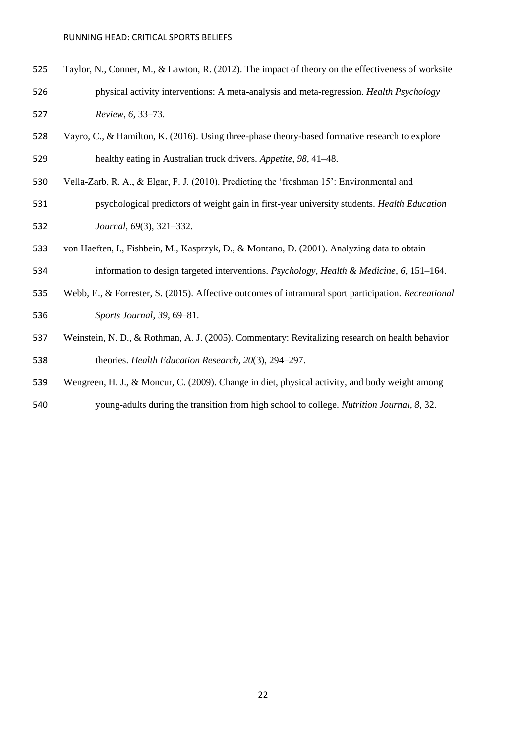Taylor, N., Conner, M., & Lawton, R. (2012). The impact of theory on the effectiveness of worksite physical activity interventions: A meta-analysis and meta-regression. *Health Psychology Review*, *6*, 33–73.

Vayro, C., & Hamilton, K. (2016). Using three-phase theory-based formative research to explore healthy eating in Australian truck drivers. *Appetite, 98*, 41–48.

Vella-Zarb, R. A., & Elgar, F. J. (2010). Predicting the 'freshman 15': Environmental and psychological predictors of weight gain in first-year university students. *Health Education Journal, 69*(3), 321–332.

von Haeften, I., Fishbein, M., Kasprzyk, D., & Montano, D. (2001). Analyzing data to obtain information to design targeted interventions. *Psychology, Health & Medicine*, *6*, 151–164.

Webb, E., & Forrester, S. (2015). Affective outcomes of intramural sport participation. *Recreational Sports Journal*, *39*, 69–81.

Weinstein, N. D., & Rothman, A. J. (2005). Commentary: Revitalizing research on health behavior theories. *Health Education Research, 20*(3), 294–297.

Wengreen, H. J., & Moncur, C. (2009). Change in diet, physical activity, and body weight among young-adults during the transition from high school to college. *Nutrition Journal, 8*, 32.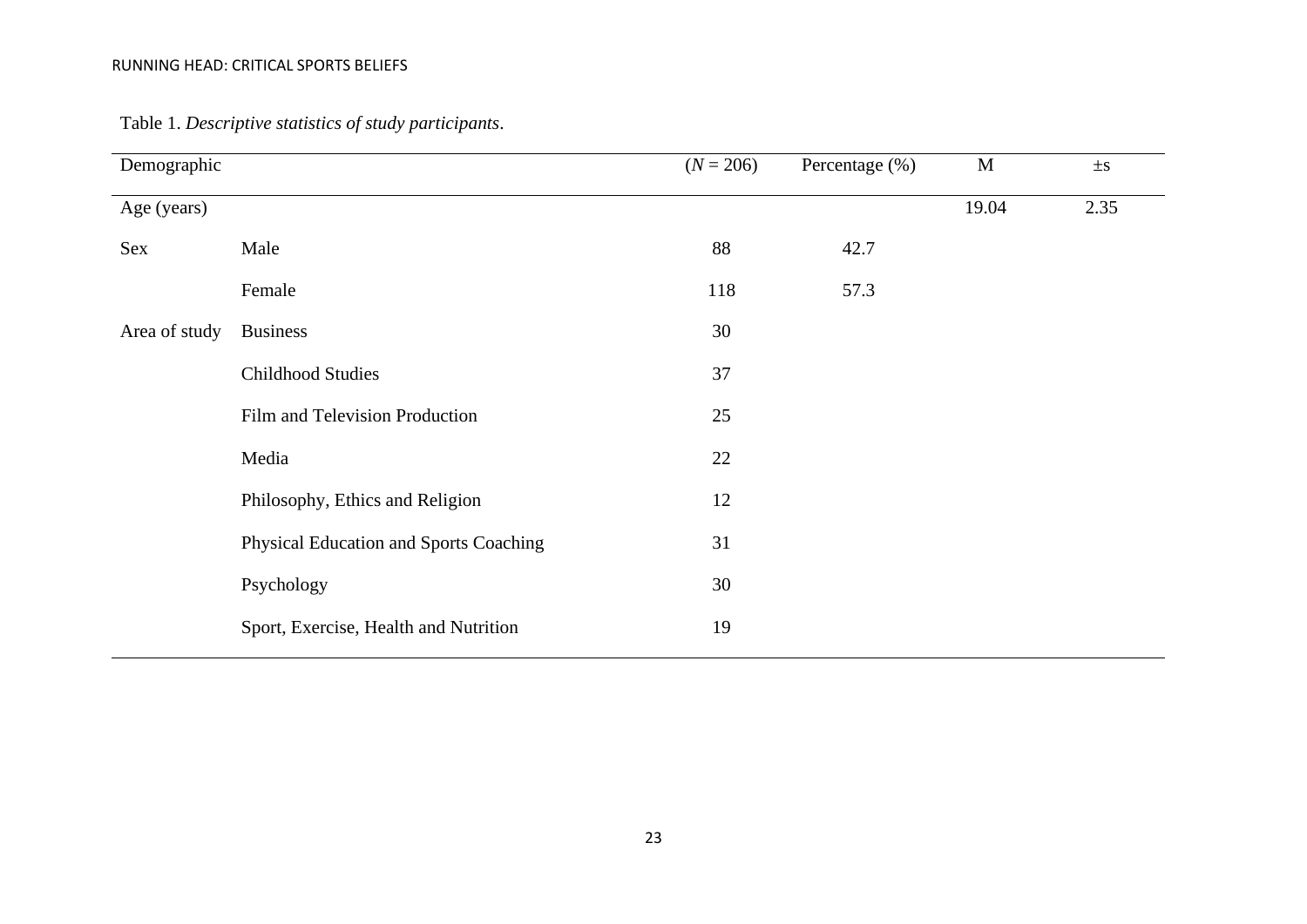Table 1. *Descriptive statistics of study participants*.

| Demographic | | (*N* = 206) | Percentage (%) | M | ±s |
|---|---|---|---|---|---|
| Age (years) | | | | 19.04 | 2.35 |
| Sex | Male | 88 | 42.7 | | |
| | Female | 118 | 57.3 | | |
| Area of study | Business | 30 | | | |
| | Childhood Studies | 37 | | | |
| | Film and Television Production | 25 | | | |
| | Media | 22 | | | |
| | Philosophy, Ethics and Religion | 12 | | | |
| | Physical Education and Sports Coaching | 31 | | | |
| | Psychology | 30 | | | |
| | Sport, Exercise, Health and Nutrition | 19 | | | |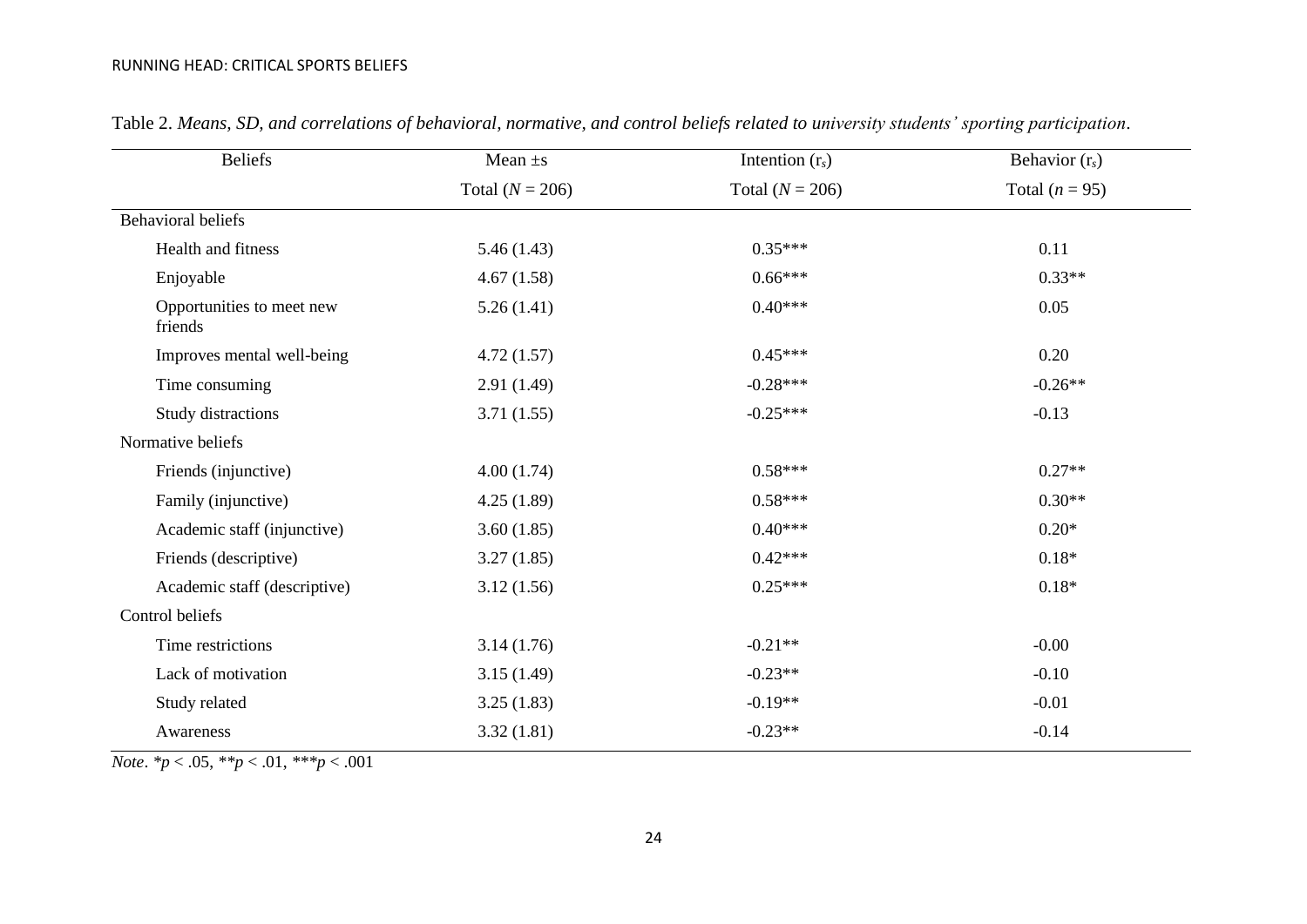Table 2. *Means, SD, and correlations of behavioral, normative, and control beliefs related to university students' sporting participation*.

| Beliefs | Mean ±s | Intention ($r_s$) | Behavior ($r_s$) |
|---|---|---|---|
| | Total (*N* = 206) | Total (*N* = 206) | Total (*n* = 95) |
| Behavioral beliefs | | | |
| Health and fitness | 5.46 (1.43) | 0.35*** | 0.11 |
| Enjoyable | 4.67 (1.58) | 0.66*** | 0.33** |
| Opportunities to meet new friends | 5.26 (1.41) | 0.40*** | 0.05 |
| Improves mental well-being | 4.72 (1.57) | 0.45*** | 0.20 |
| Time consuming | 2.91 (1.49) | -0.28*** | -0.26** |
| Study distractions | 3.71 (1.55) | -0.25*** | -0.13 |
| Normative beliefs | | | |
| Friends (injunctive) | 4.00 (1.74) | 0.58*** | 0.27** |
| Family (injunctive) | 4.25 (1.89) | 0.58*** | 0.30** |
| Academic staff (injunctive) | 3.60 (1.85) | 0.40*** | 0.20* |
| Friends (descriptive) | 3.27 (1.85) | 0.42*** | 0.18* |
| Academic staff (descriptive) | 3.12 (1.56) | 0.25*** | 0.18* |
| Control beliefs | | | |
| Time restrictions | 3.14 (1.76) | -0.21** | -0.00 |
| Lack of motivation | 3.15 (1.49) | -0.23** | -0.10 |
| Study related | 3.25 (1.83) | -0.19** | -0.01 |
| Awareness | 3.32 (1.81) | -0.23** | -0.14 |

*Note*. *$p < .05$, **$p < .01$, ***$p < .001$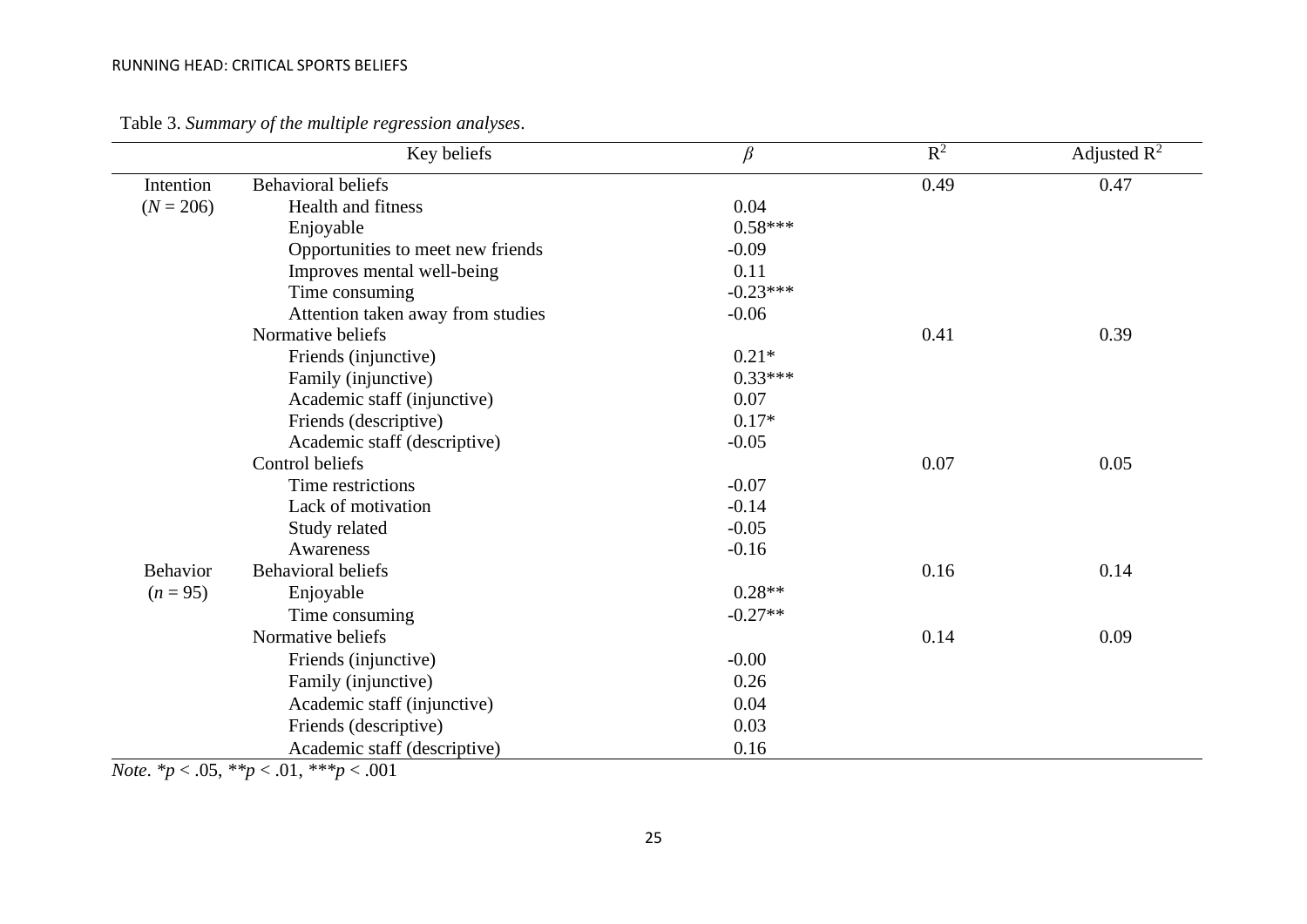Table 3. *Summary of the multiple regression analyses*.

| | Key beliefs | $\beta$ | $R^2$ | Adjusted $R^2$ |
|---|---|---|---|---|
| Intention | Behavioral beliefs | | 0.49 | 0.47 |
| ($N$ = 206) | Health and fitness | 0.04 | | |
| | Enjoyable | 0.58*** | | |
| | Opportunities to meet new friends | -0.09 | | |
| | Improves mental well-being | 0.11 | | |
| | Time consuming | -0.23*** | | |
| | Attention taken away from studies | -0.06 | | |
| | Normative beliefs | | 0.41 | 0.39 |
| | Friends (injunctive) | 0.21* | | |
| | Family (injunctive) | 0.33*** | | |
| | Academic staff (injunctive) | 0.07 | | |
| | Friends (descriptive) | 0.17* | | |
| | Academic staff (descriptive) | -0.05 | | |
| | Control beliefs | | 0.07 | 0.05 |
| | Time restrictions | -0.07 | | |
| | Lack of motivation | -0.14 | | |
| | Study related | -0.05 | | |
| | Awareness | -0.16 | | |
| Behavior | Behavioral beliefs | | 0.16 | 0.14 |
| ($n$ = 95) | Enjoyable | 0.28** | | |
| | Time consuming | -0.27** | | |
| | Normative beliefs | | 0.14 | 0.09 |
| | Friends (injunctive) | -0.00 | | |
| | Family (injunctive) | 0.26 | | |
| | Academic staff (injunctive) | 0.04 | | |
| | Friends (descriptive) | 0.03 | | |
| | Academic staff (descriptive) | 0.16 | | |

*Note*. *$p$ < .05, **$p$ < .01, ***$p$ < .001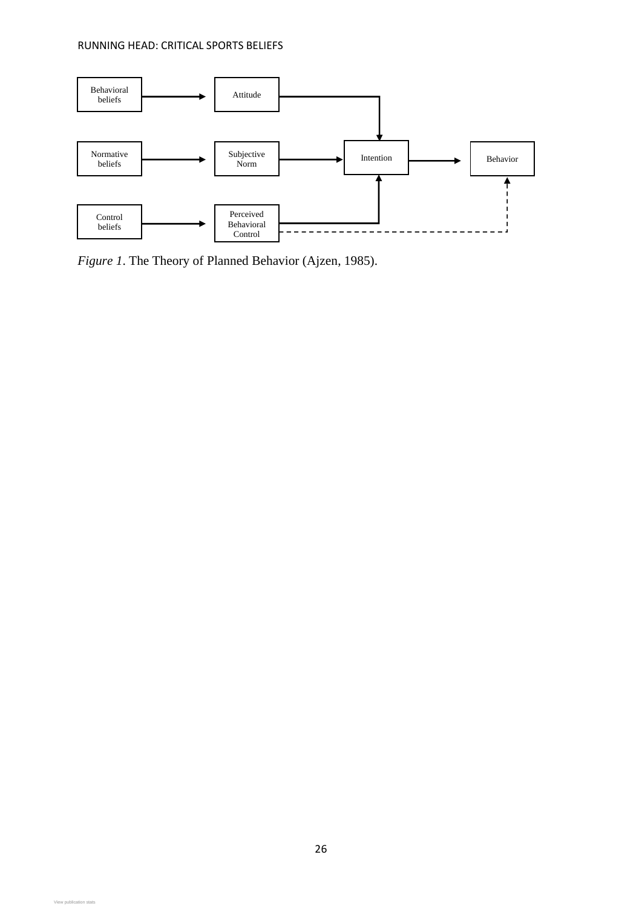Behavioral beliefs

Attitude

Normative beliefs

Subjective Norm

Intention

Behavior

Control beliefs

Perceived Behavioral Control

*Figure 1*. The Theory of Planned Behavior (Ajzen, 1985).